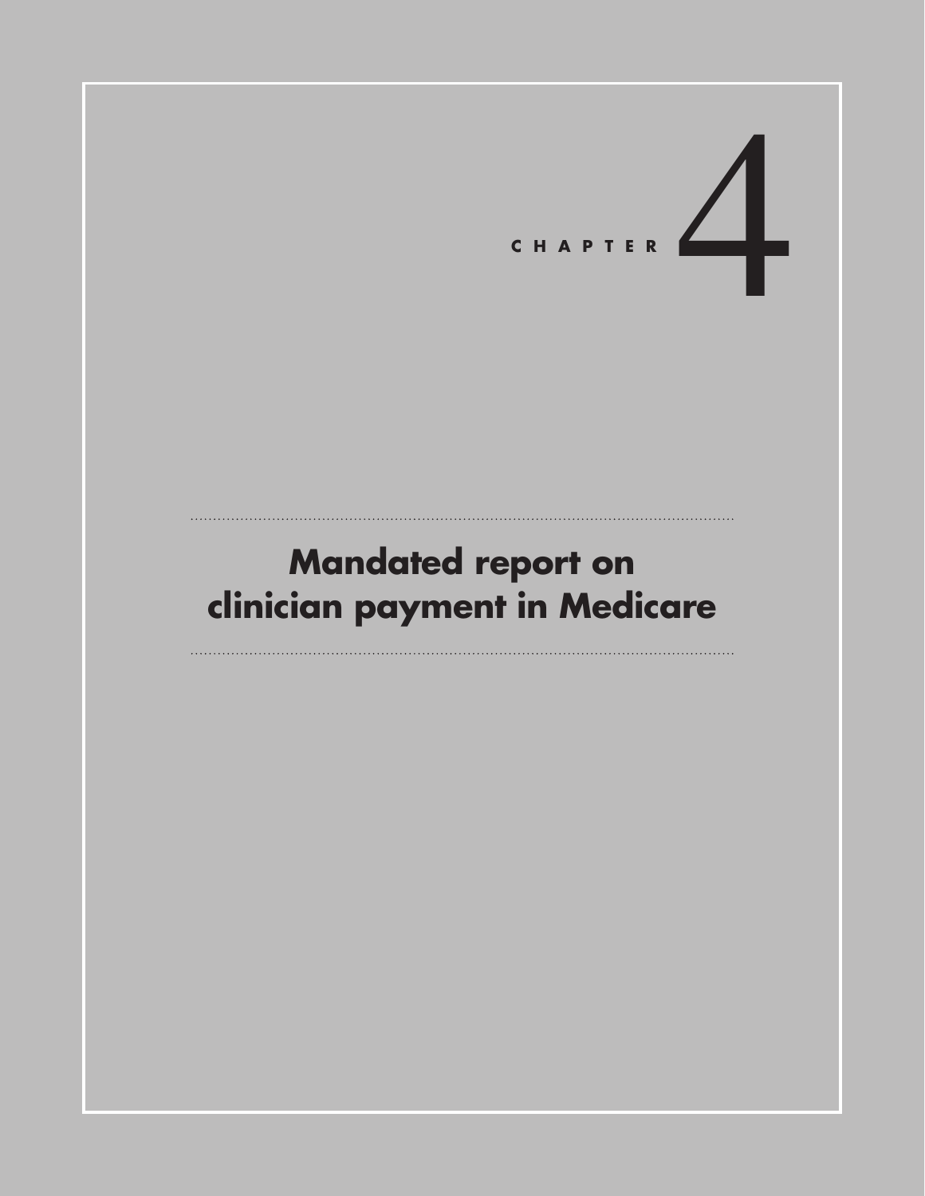CHAPTER 4

# Mandated report on clinician payment in Medicare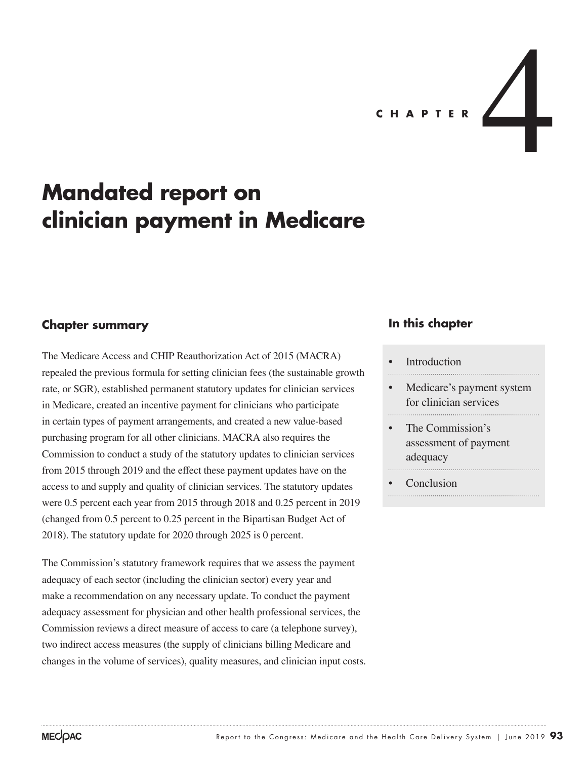# CHAPTER 4

# Mandated report on clinician payment in Medicare

## Chapter summary

The Medicare Access and CHIP Reauthorization Act of 2015 (MACRA) repealed the previous formula for setting clinician fees (the sustainable growth rate, or SGR), established permanent statutory updates for clinician services in Medicare, created an incentive payment for clinicians who participate in certain types of payment arrangements, and created a new value-based purchasing program for all other clinicians. MACRA also requires the Commission to conduct a study of the statutory updates to clinician services from 2015 through 2019 and the effect these payment updates have on the access to and supply and quality of clinician services. The statutory updates were 0.5 percent each year from 2015 through 2018 and 0.25 percent in 2019 (changed from 0.5 percent to 0.25 percent in the Bipartisan Budget Act of 2018). The statutory update for 2020 through 2025 is 0 percent.

The Commission's statutory framework requires that we assess the payment adequacy of each sector (including the clinician sector) every year and make a recommendation on any necessary update. To conduct the payment adequacy assessment for physician and other health professional services, the Commission reviews a direct measure of access to care (a telephone survey), two indirect access measures (the supply of clinicians billing Medicare and changes in the volume of services), quality measures, and clinician input costs.

## In this chapter

- Introduction
- Medicare's payment system for clinician services
- The Commission's assessment of payment adequacy
- Conclusion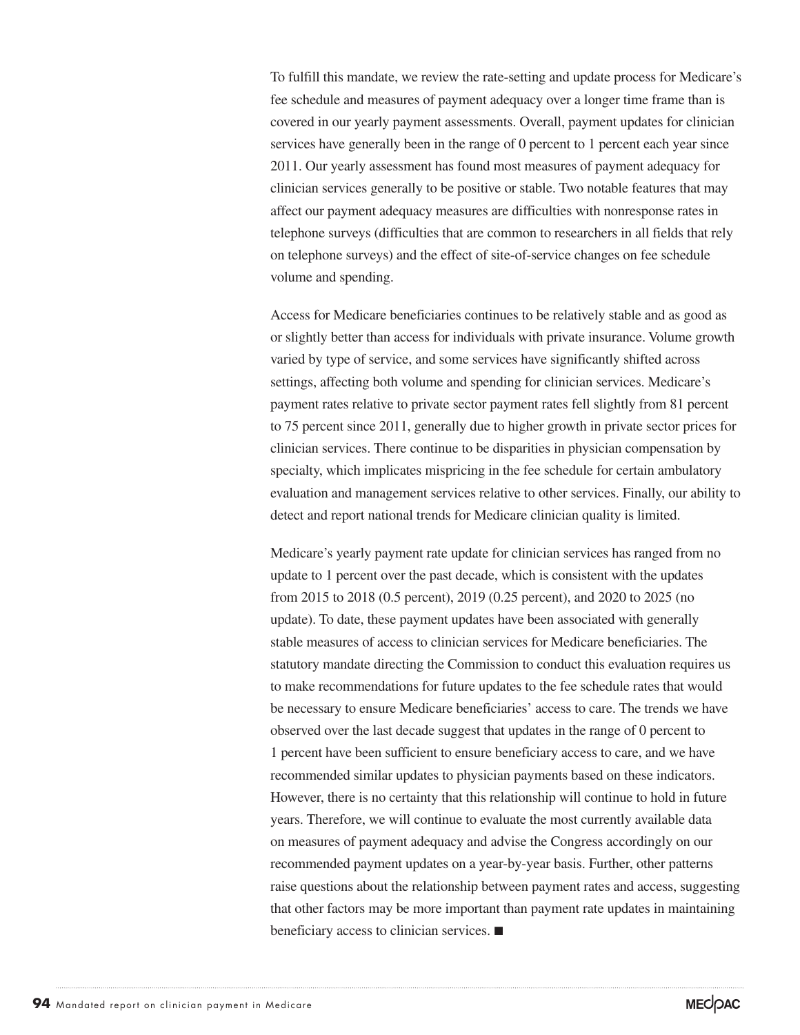To fulfill this mandate, we review the rate-setting and update process for Medicare's fee schedule and measures of payment adequacy over a longer time frame than is covered in our yearly payment assessments. Overall, payment updates for clinician services have generally been in the range of 0 percent to 1 percent each year since 2011. Our yearly assessment has found most measures of payment adequacy for clinician services generally to be positive or stable. Two notable features that may affect our payment adequacy measures are difficulties with nonresponse rates in telephone surveys (difficulties that are common to researchers in all fields that rely on telephone surveys) and the effect of site-of-service changes on fee schedule volume and spending.

Access for Medicare beneficiaries continues to be relatively stable and as good as or slightly better than access for individuals with private insurance. Volume growth varied by type of service, and some services have significantly shifted across settings, affecting both volume and spending for clinician services. Medicare's payment rates relative to private sector payment rates fell slightly from 81 percent to 75 percent since 2011, generally due to higher growth in private sector prices for clinician services. There continue to be disparities in physician compensation by specialty, which implicates mispricing in the fee schedule for certain ambulatory evaluation and management services relative to other services. Finally, our ability to detect and report national trends for Medicare clinician quality is limited.

Medicare's yearly payment rate update for clinician services has ranged from no update to 1 percent over the past decade, which is consistent with the updates from 2015 to 2018 (0.5 percent), 2019 (0.25 percent), and 2020 to 2025 (no update). To date, these payment updates have been associated with generally stable measures of access to clinician services for Medicare beneficiaries. The statutory mandate directing the Commission to conduct this evaluation requires us to make recommendations for future updates to the fee schedule rates that would be necessary to ensure Medicare beneficiaries' access to care. The trends we have observed over the last decade suggest that updates in the range of 0 percent to 1 percent have been sufficient to ensure beneficiary access to care, and we have recommended similar updates to physician payments based on these indicators. However, there is no certainty that this relationship will continue to hold in future years. Therefore, we will continue to evaluate the most currently available data on measures of payment adequacy and advise the Congress accordingly on our recommended payment updates on a year-by-year basis. Further, other patterns raise questions about the relationship between payment rates and access, suggesting that other factors may be more important than payment rate updates in maintaining beneficiary access to clinician services. ■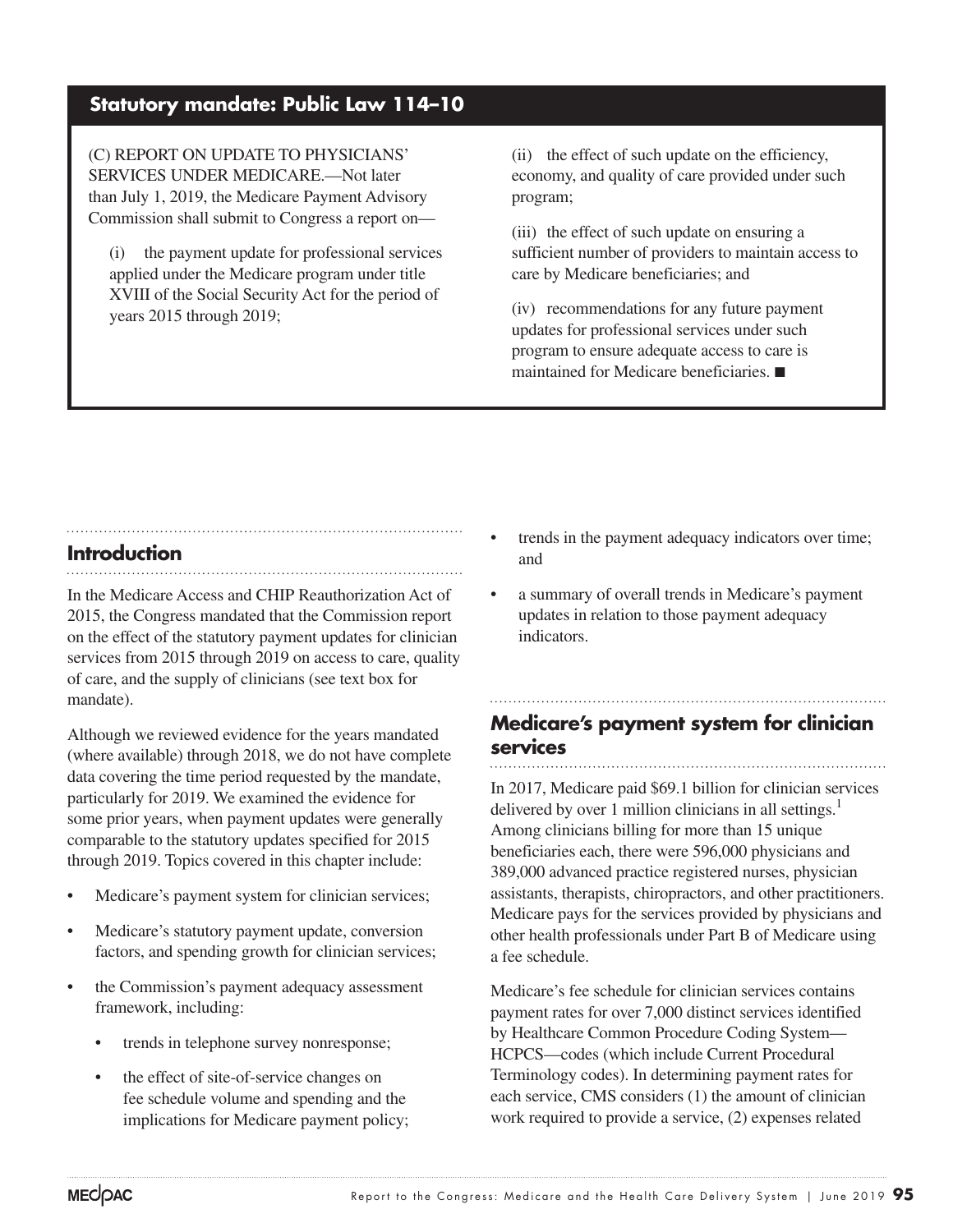## Statutory mandate: Public Law 114–10

(C) REPORT ON UPDATE TO PHYSICIANS' SERVICES UNDER MEDICARE.—Not later than July 1, 2019, the Medicare Payment Advisory Commission shall submit to Congress a report on—

(i) the payment update for professional services applied under the Medicare program under title XVIII of the Social Security Act for the period of years 2015 through 2019;

(ii) the effect of such update on the efficiency, economy, and quality of care provided under such program;

(iii) the effect of such update on ensuring a sufficient number of providers to maintain access to care by Medicare beneficiaries; and

(iv) recommendations for any future payment updates for professional services under such program to ensure adequate access to care is maintained for Medicare beneficiaries. ■

## Introduction

In the Medicare Access and CHIP Reauthorization Act of 2015, the Congress mandated that the Commission report on the effect of the statutory payment updates for clinician services from 2015 through 2019 on access to care, quality of care, and the supply of clinicians (see text box for mandate).

Although we reviewed evidence for the years mandated (where available) through 2018, we do not have complete data covering the time period requested by the mandate, particularly for 2019. We examined the evidence for some prior years, when payment updates were generally comparable to the statutory updates specified for 2015 through 2019. Topics covered in this chapter include:

- Medicare's payment system for clinician services;
- Medicare's statutory payment update, conversion factors, and spending growth for clinician services;
- the Commission's payment adequacy assessment framework, including:
  - trends in telephone survey nonresponse;
  - the effect of site-of-service changes on fee schedule volume and spending and the implications for Medicare payment policy;
- trends in the payment adequacy indicators over time; and
- a summary of overall trends in Medicare's payment updates in relation to those payment adequacy indicators.

## Medicare's payment system for clinician services

In 2017, Medicare paid $69.1 billion for clinician services delivered by over 1 million clinicians in all settings.[1] Among clinicians billing for more than 15 unique beneficiaries each, there were 596,000 physicians and 389,000 advanced practice registered nurses, physician assistants, therapists, chiropractors, and other practitioners. Medicare pays for the services provided by physicians and other health professionals under Part B of Medicare using a fee schedule.

Medicare's fee schedule for clinician services contains payment rates for over 7,000 distinct services identified by Healthcare Common Procedure Coding System—HCPCS—codes (which include Current Procedural Terminology codes). In determining payment rates for each service, CMS considers (1) the amount of clinician work required to provide a service, (2) expenses related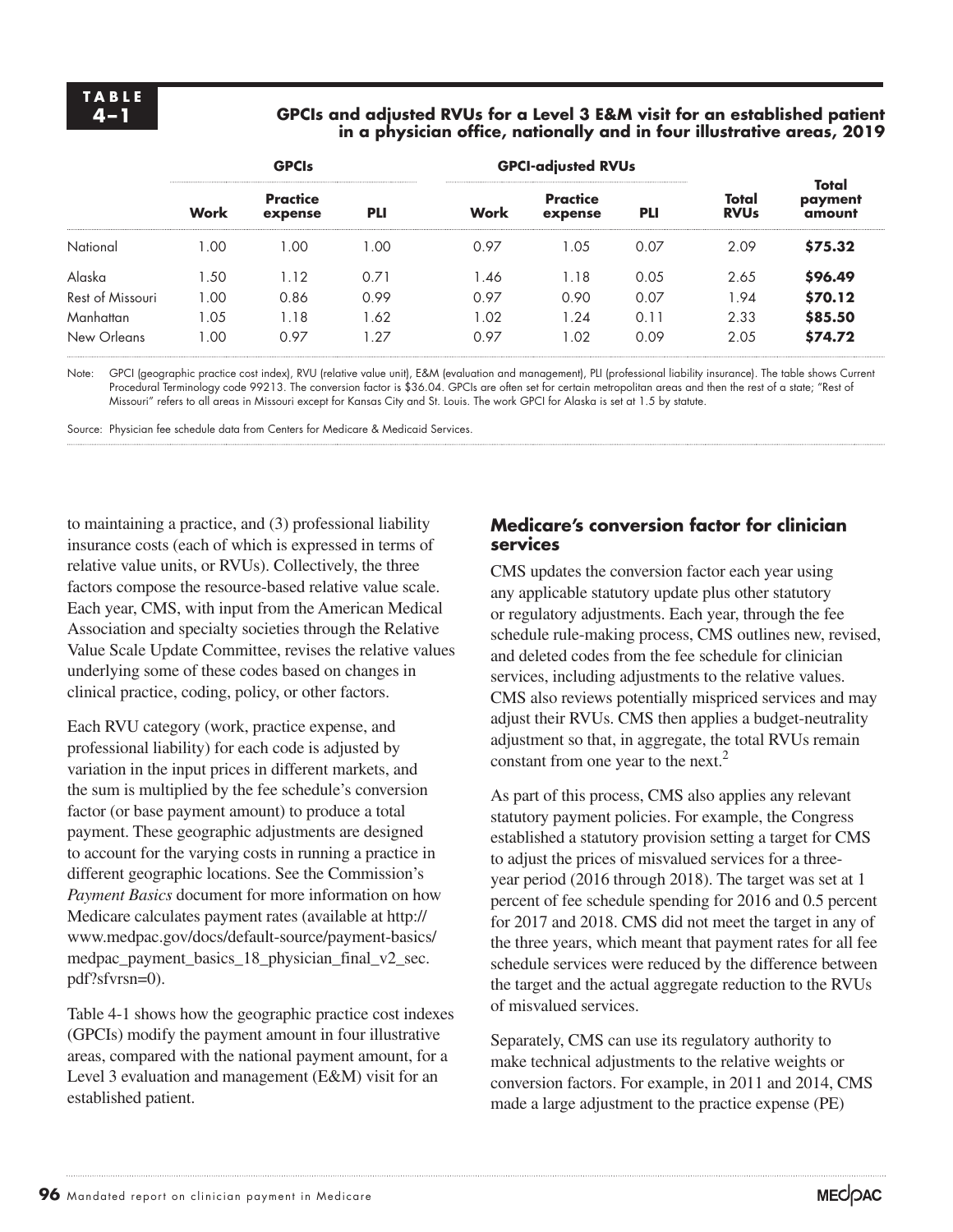**TABLE 4–1**

**GPCIs and adjusted RVUs for a Level 3 E&M visit for an established patient in a physician office, nationally and in four illustrative areas, 2019**

| | GPCIs | | | GPCI-adjusted RVUs | | | | |
|---|---|---|---|---|---|---|---|---|
| | Work | Practice expense | PLI | Work | Practice expense | PLI | Total RVUs | Total payment amount |
| National | 1.00 | 1.00 | 1.00 | 0.97 | 1.05 | 0.07 | 2.09 | **$75.32** |
| Alaska | 1.50 | 1.12 | 0.71 | 1.46 | 1.18 | 0.05 | 2.65 | **$96.49** |
| Rest of Missouri | 1.00 | 0.86 | 0.99 | 0.97 | 0.90 | 0.07 | 1.94 | **$70.12** |
| Manhattan | 1.05 | 1.18 | 1.62 | 1.02 | 1.24 | 0.11 | 2.33 | **$85.50** |
| New Orleans | 1.00 | 0.97 | 1.27 | 0.97 | 1.02 | 0.09 | 2.05 | **$74.72** |

Note: GPCI (geographic practice cost index), RVU (relative value unit), E&M (evaluation and management), PLI (professional liability insurance). The table shows Current Procedural Terminology code 99213. The conversion factor is $36.04. GPCIs are often set for certain metropolitan areas and then the rest of a state; "Rest of Missouri" refers to all areas in Missouri except for Kansas City and St. Louis. The work GPCI for Alaska is set at 1.5 by statute.

Source: Physician fee schedule data from Centers for Medicare & Medicaid Services.

to maintaining a practice, and (3) professional liability insurance costs (each of which is expressed in terms of relative value units, or RVUs). Collectively, the three factors compose the resource-based relative value scale. Each year, CMS, with input from the American Medical Association and specialty societies through the Relative Value Scale Update Committee, revises the relative values underlying some of these codes based on changes in clinical practice, coding, policy, or other factors.

Each RVU category (work, practice expense, and professional liability) for each code is adjusted by variation in the input prices in different markets, and the sum is multiplied by the fee schedule's conversion factor (or base payment amount) to produce a total payment. These geographic adjustments are designed to account for the varying costs in running a practice in different geographic locations. See the Commission's *Payment Basics* document for more information on how Medicare calculates payment rates (available at http://www.medpac.gov/docs/default-source/payment-basics/medpac_payment_basics_18_physician_final_v2_sec.pdf?sfvrsn=0).

Table 4-1 shows how the geographic practice cost indexes (GPCIs) modify the payment amount in four illustrative areas, compared with the national payment amount, for a Level 3 evaluation and management (E&M) visit for an established patient.

### Medicare's conversion factor for clinician services

CMS updates the conversion factor each year using any applicable statutory update plus other statutory or regulatory adjustments. Each year, through the fee schedule rule-making process, CMS outlines new, revised, and deleted codes from the fee schedule for clinician services, including adjustments to the relative values. CMS also reviews potentially mispriced services and may adjust their RVUs. CMS then applies a budget-neutrality adjustment so that, in aggregate, the total RVUs remain constant from one year to the next.[2]

As part of this process, CMS also applies any relevant statutory payment policies. For example, the Congress established a statutory provision setting a target for CMS to adjust the prices of misvalued services for a three-year period (2016 through 2018). The target was set at 1 percent of fee schedule spending for 2016 and 0.5 percent for 2017 and 2018. CMS did not meet the target in any of the three years, which meant that payment rates for all fee schedule services were reduced by the difference between the target and the actual aggregate reduction to the RVUs of misvalued services.

Separately, CMS can use its regulatory authority to make technical adjustments to the relative weights or conversion factors. For example, in 2011 and 2014, CMS made a large adjustment to the practice expense (PE)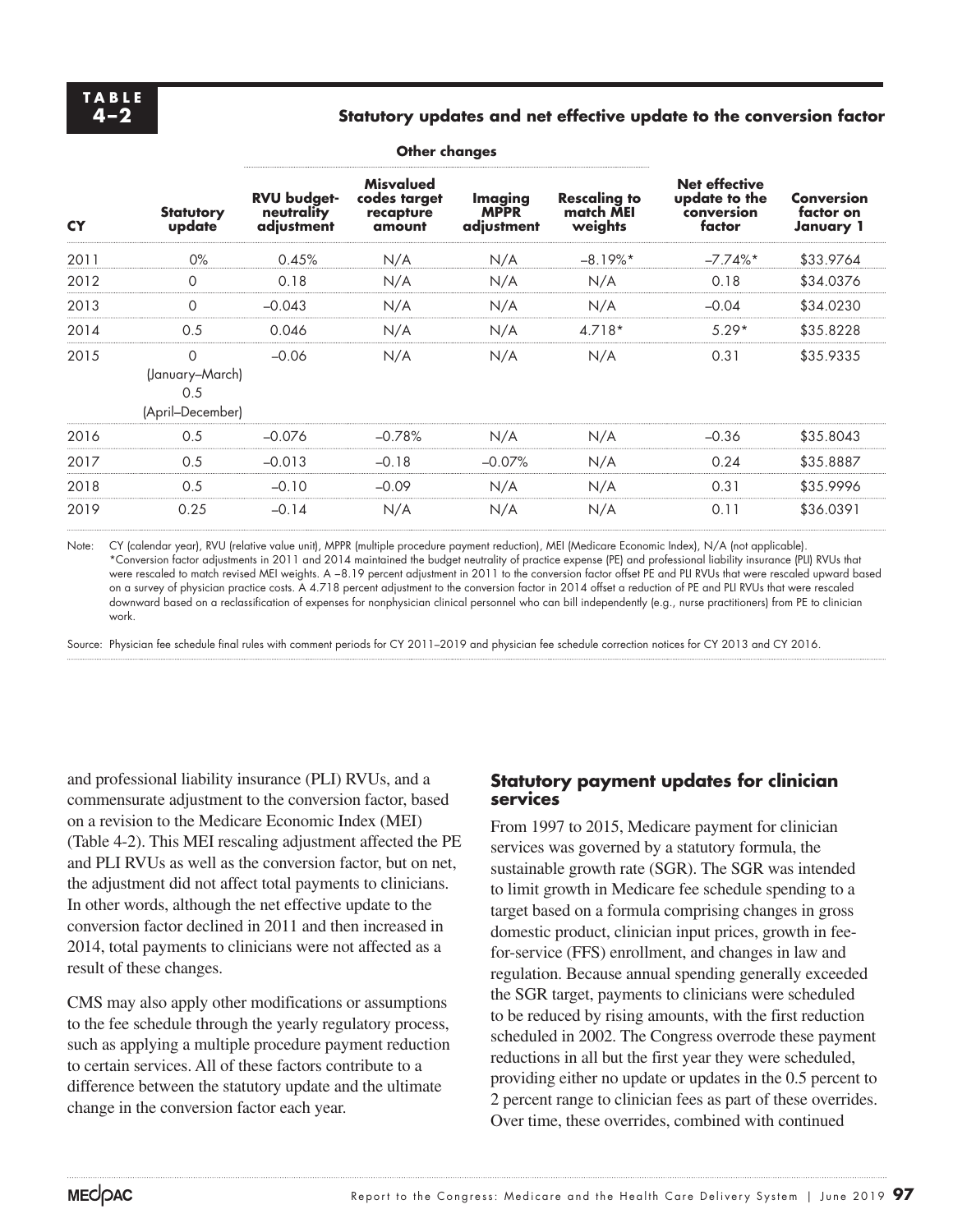**TABLE 4–2**

**Statutory updates and net effective update to the conversion factor**

| | | Other changes | | | | | |
|---|---|---|---|---|---|---|---|
| **CY** | **Statutory update** | **RVU budget-neutrality adjustment** | **Misvalued codes target recapture amount** | **Imaging MPPR adjustment** | **Rescaling to match MEI weights** | **Net effective update to the conversion factor** | **Conversion factor on January 1** |
| 2011 | 0% | 0.45% | N/A | N/A | –8.19%* | –7.74%* | $33.9764 |
| 2012 | 0 | 0.18 | N/A | N/A | N/A | 0.18 | $34.0376 |
| 2013 | 0 | –0.043 | N/A | N/A | N/A | –0.04 | $34.0230 |
| 2014 | 0.5 | 0.046 | N/A | N/A | 4.718* | 5.29* | $35.8228 |
| 2015 | 0 (January–March) 0.5 (April–December) | –0.06 | N/A | N/A | N/A | 0.31 | $35.9335 |
| 2016 | 0.5 | –0.076 | –0.78% | N/A | N/A | –0.36 | $35.8043 |
| 2017 | 0.5 | –0.013 | –0.18 | –0.07% | N/A | 0.24 | $35.8887 |
| 2018 | 0.5 | –0.10 | –0.09 | N/A | N/A | 0.31 | $35.9996 |
| 2019 | 0.25 | –0.14 | N/A | N/A | N/A | 0.11 | $36.0391 |

Note: CY (calendar year), RVU (relative value unit), MPPR (multiple procedure payment reduction), MEI (Medicare Economic Index), N/A (not applicable).
*Conversion factor adjustments in 2011 and 2014 maintained the budget neutrality of practice expense (PE) and professional liability insurance (PLI) RVUs that were rescaled to match revised MEI weights. A –8.19 percent adjustment in 2011 to the conversion factor offset PE and PLI RVUs that were rescaled upward based on a survey of physician practice costs. A 4.718 percent adjustment to the conversion factor in 2014 offset a reduction of PE and PLI RVUs that were rescaled downward based on a reclassification of expenses for nonphysician clinical personnel who can bill independently (e.g., nurse practitioners) from PE to clinician work.

Source: Physician fee schedule final rules with comment periods for CY 2011–2019 and physician fee schedule correction notices for CY 2013 and CY 2016.

and professional liability insurance (PLI) RVUs, and a commensurate adjustment to the conversion factor, based on a revision to the Medicare Economic Index (MEI) (Table 4-2). This MEI rescaling adjustment affected the PE and PLI RVUs as well as the conversion factor, but on net, the adjustment did not affect total payments to clinicians. In other words, although the net effective update to the conversion factor declined in 2011 and then increased in 2014, total payments to clinicians were not affected as a result of these changes.

CMS may also apply other modifications or assumptions to the fee schedule through the yearly regulatory process, such as applying a multiple procedure payment reduction to certain services. All of these factors contribute to a difference between the statutory update and the ultimate change in the conversion factor each year.

### Statutory payment updates for clinician services

From 1997 to 2015, Medicare payment for clinician services was governed by a statutory formula, the sustainable growth rate (SGR). The SGR was intended to limit growth in Medicare fee schedule spending to a target based on a formula comprising changes in gross domestic product, clinician input prices, growth in fee-for-service (FFS) enrollment, and changes in law and regulation. Because annual spending generally exceeded the SGR target, payments to clinicians were scheduled to be reduced by rising amounts, with the first reduction scheduled in 2002. The Congress overrode these payment reductions in all but the first year they were scheduled, providing either no update or updates in the 0.5 percent to 2 percent range to clinician fees as part of these overrides. Over time, these overrides, combined with continued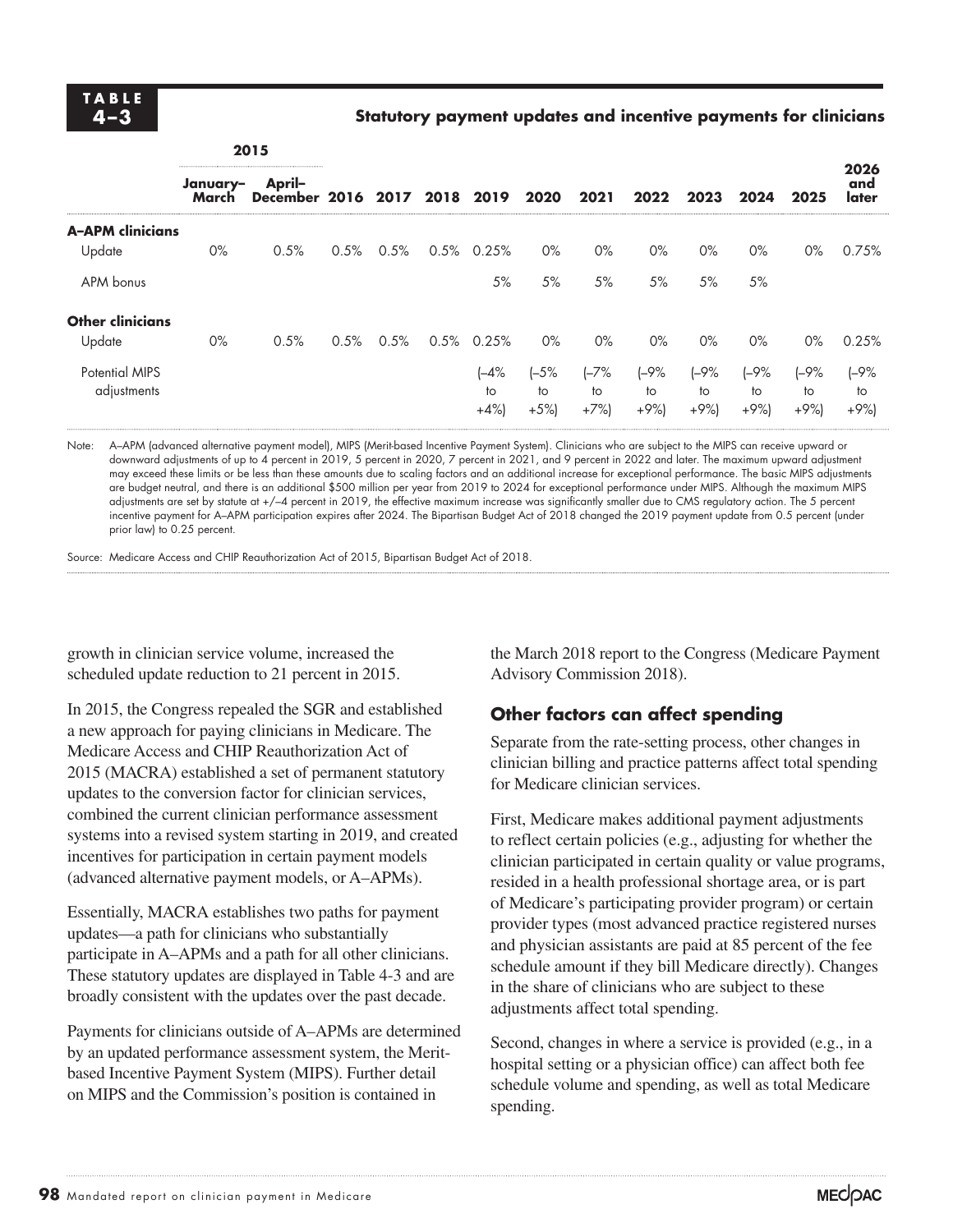**TABLE 4–3**

**Statutory payment updates and incentive payments for clinicians**

| | 2015 | | | | | | | | | | | | |
|---|---|---|---|---|---|---|---|---|---|---|---|---|---|
| | January–March | April–December | 2016 | 2017 | 2018 | 2019 | 2020 | 2021 | 2022 | 2023 | 2024 | 2025 | 2026 and later |
| **A–APM clinicians** | | | | | | | | | | | | | |
| Update | 0% | 0.5% | 0.5% | 0.5% | 0.5% | 0.25% | 0% | 0% | 0% | 0% | 0% | 0% | 0.75% |
| APM bonus | | | | | | 5% | 5% | 5% | 5% | 5% | 5% | | |
| **Other clinicians** | | | | | | | | | | | | | |
| Update | 0% | 0.5% | 0.5% | 0.5% | 0.5% | 0.25% | 0% | 0% | 0% | 0% | 0% | 0% | 0.25% |
| Potential MIPS adjustments | | | | | | (–4% to +4%) | (–5% to +5%) | (–7% to +7%) | (–9% to +9%) | (–9% to +9%) | (–9% to +9%) | (–9% to +9%) | (–9% to +9%) |

Note: A–APM (advanced alternative payment model), MIPS (Merit-based Incentive Payment System). Clinicians who are subject to the MIPS can receive upward or downward adjustments of up to 4 percent in 2019, 5 percent in 2020, 7 percent in 2021, and 9 percent in 2022 and later. The maximum upward adjustment may exceed these limits or be less than these amounts due to scaling factors and an additional increase for exceptional performance. The basic MIPS adjustments are budget neutral, and there is an additional $500 million per year from 2019 to 2024 for exceptional performance under MIPS. Although the maximum MIPS adjustments are set by statute at +/–4 percent in 2019, the effective maximum increase was significantly smaller due to CMS regulatory action. The 5 percent incentive payment for A–APM participation expires after 2024. The Bipartisan Budget Act of 2018 changed the 2019 payment update from 0.5 percent (under prior law) to 0.25 percent.

Source: Medicare Access and CHIP Reauthorization Act of 2015, Bipartisan Budget Act of 2018.

growth in clinician service volume, increased the scheduled update reduction to 21 percent in 2015.

In 2015, the Congress repealed the SGR and established a new approach for paying clinicians in Medicare. The Medicare Access and CHIP Reauthorization Act of 2015 (MACRA) established a set of permanent statutory updates to the conversion factor for clinician services, combined the current clinician performance assessment systems into a revised system starting in 2019, and created incentives for participation in certain payment models (advanced alternative payment models, or A–APMs).

Essentially, MACRA establishes two paths for payment updates—a path for clinicians who substantially participate in A–APMs and a path for all other clinicians. These statutory updates are displayed in Table 4-3 and are broadly consistent with the updates over the past decade.

Payments for clinicians outside of A–APMs are determined by an updated performance assessment system, the Merit-based Incentive Payment System (MIPS). Further detail on MIPS and the Commission's position is contained in the March 2018 report to the Congress (Medicare Payment Advisory Commission 2018).

## Other factors can affect spending

Separate from the rate-setting process, other changes in clinician billing and practice patterns affect total spending for Medicare clinician services.

First, Medicare makes additional payment adjustments to reflect certain policies (e.g., adjusting for whether the clinician participated in certain quality or value programs, resided in a health professional shortage area, or is part of Medicare's participating provider program) or certain provider types (most advanced practice registered nurses and physician assistants are paid at 85 percent of the fee schedule amount if they bill Medicare directly). Changes in the share of clinicians who are subject to these adjustments affect total spending.

Second, changes in where a service is provided (e.g., in a hospital setting or a physician office) can affect both fee schedule volume and spending, as well as total Medicare spending.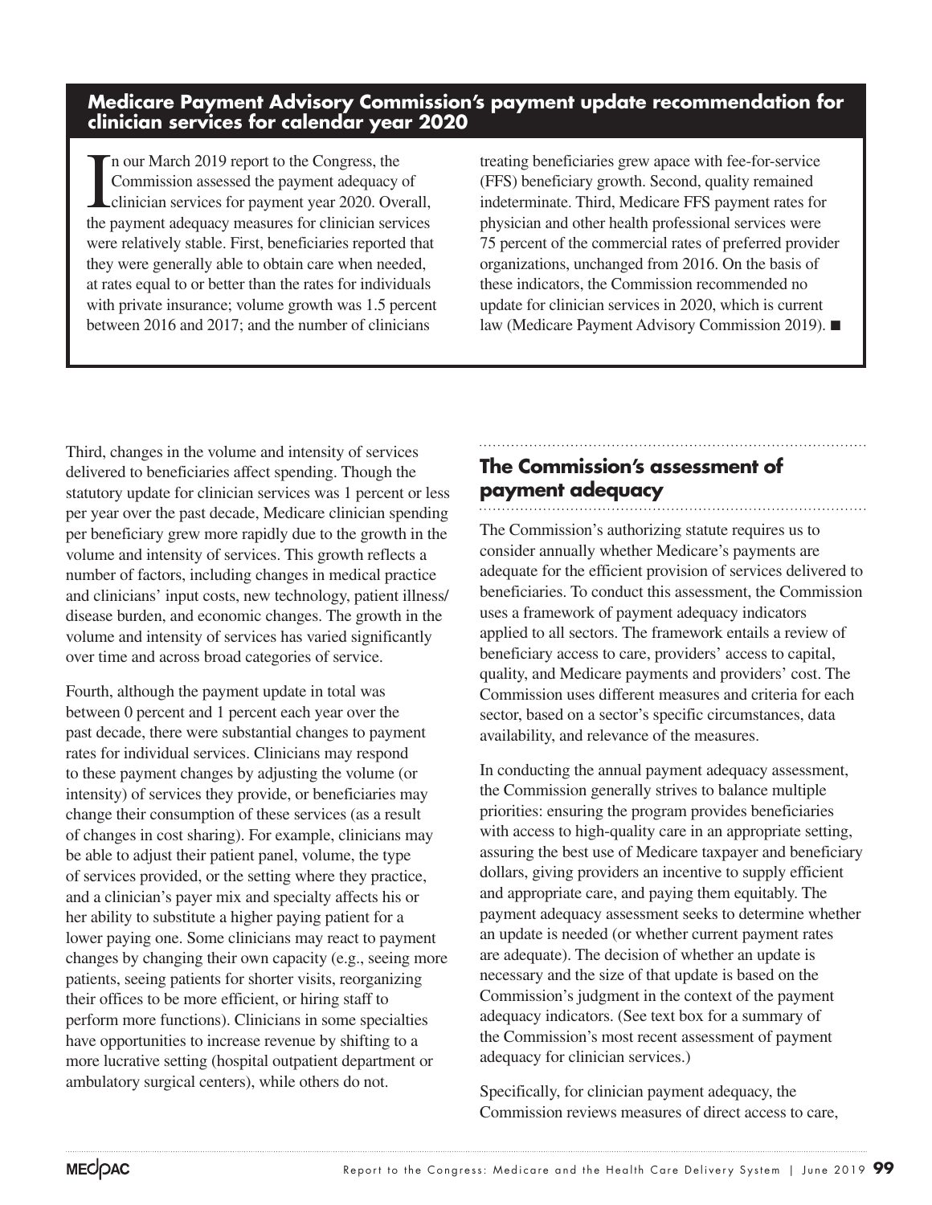**Medicare Payment Advisory Commission's payment update recommendation for clinician services for calendar year 2020**

In our March 2019 report to the Congress, the Commission assessed the payment adequacy of clinician services for payment year 2020. Overall, the payment adequacy measures for clinician services were relatively stable. First, beneficiaries reported that they were generally able to obtain care when needed, at rates equal to or better than the rates for individuals with private insurance; volume growth was 1.5 percent between 2016 and 2017; and the number of clinicians treating beneficiaries grew apace with fee-for-service (FFS) beneficiary growth. Second, quality remained indeterminate. Third, Medicare FFS payment rates for physician and other health professional services were 75 percent of the commercial rates of preferred provider organizations, unchanged from 2016. On the basis of these indicators, the Commission recommended no update for clinician services in 2020, which is current law (Medicare Payment Advisory Commission 2019). ■

Third, changes in the volume and intensity of services delivered to beneficiaries affect spending. Though the statutory update for clinician services was 1 percent or less per year over the past decade, Medicare clinician spending per beneficiary grew more rapidly due to the growth in the volume and intensity of services. This growth reflects a number of factors, including changes in medical practice and clinicians' input costs, new technology, patient illness/disease burden, and economic changes. The growth in the volume and intensity of services has varied significantly over time and across broad categories of service.

Fourth, although the payment update in total was between 0 percent and 1 percent each year over the past decade, there were substantial changes to payment rates for individual services. Clinicians may respond to these payment changes by adjusting the volume (or intensity) of services they provide, or beneficiaries may change their consumption of these services (as a result of changes in cost sharing). For example, clinicians may be able to adjust their patient panel, volume, the type of services provided, or the setting where they practice, and a clinician's payer mix and specialty affects his or her ability to substitute a higher paying patient for a lower paying one. Some clinicians may react to payment changes by changing their own capacity (e.g., seeing more patients, seeing patients for shorter visits, reorganizing their offices to be more efficient, or hiring staff to perform more functions). Clinicians in some specialties have opportunities to increase revenue by shifting to a more lucrative setting (hospital outpatient department or ambulatory surgical centers), while others do not.

## The Commission's assessment of payment adequacy

The Commission's authorizing statute requires us to consider annually whether Medicare's payments are adequate for the efficient provision of services delivered to beneficiaries. To conduct this assessment, the Commission uses a framework of payment adequacy indicators applied to all sectors. The framework entails a review of beneficiary access to care, providers' access to capital, quality, and Medicare payments and providers' cost. The Commission uses different measures and criteria for each sector, based on a sector's specific circumstances, data availability, and relevance of the measures.

In conducting the annual payment adequacy assessment, the Commission generally strives to balance multiple priorities: ensuring the program provides beneficiaries with access to high-quality care in an appropriate setting, assuring the best use of Medicare taxpayer and beneficiary dollars, giving providers an incentive to supply efficient and appropriate care, and paying them equitably. The payment adequacy assessment seeks to determine whether an update is needed (or whether current payment rates are adequate). The decision of whether an update is necessary and the size of that update is based on the Commission's judgment in the context of the payment adequacy indicators. (See text box for a summary of the Commission's most recent assessment of payment adequacy for clinician services.)

Specifically, for clinician payment adequacy, the Commission reviews measures of direct access to care,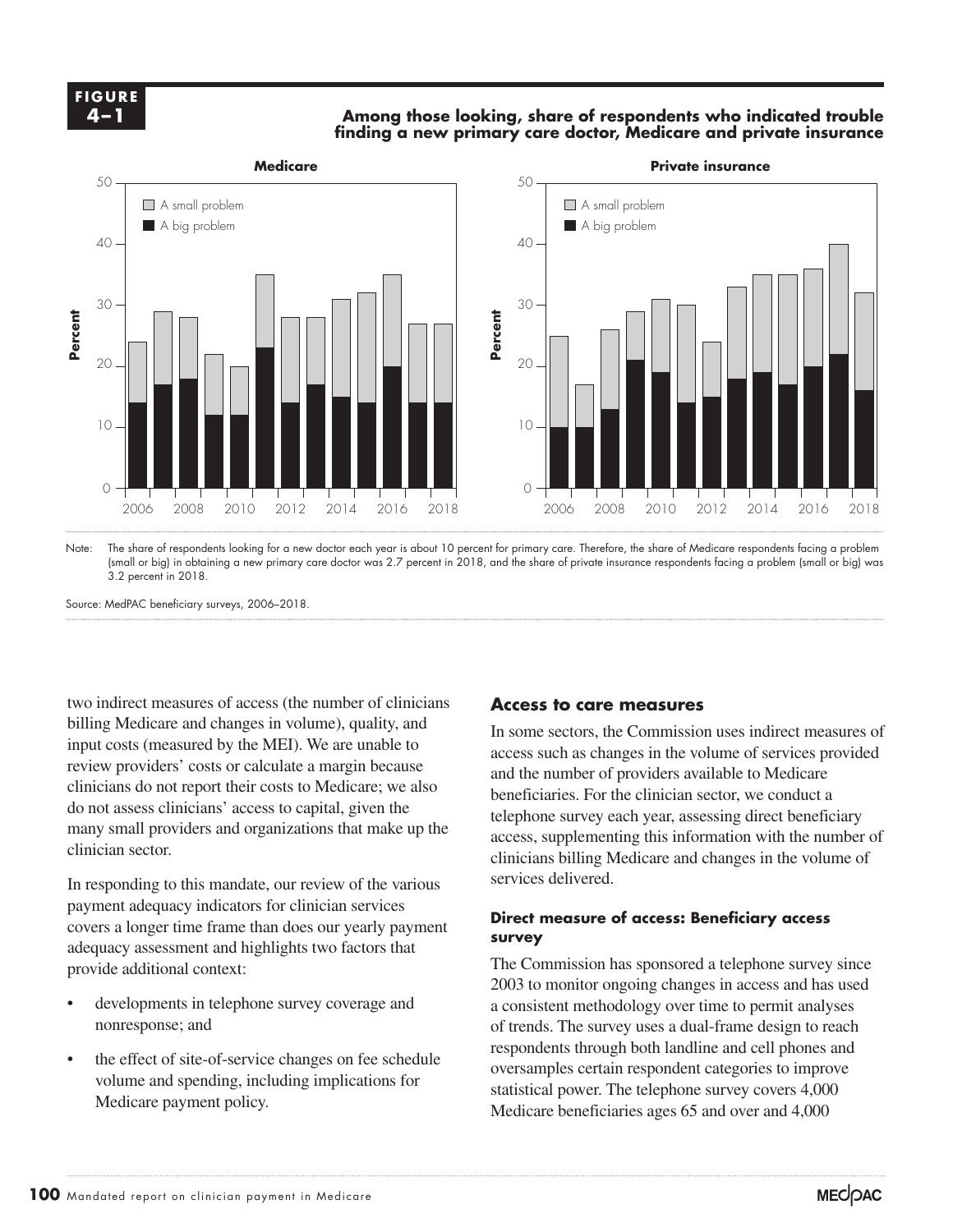**FIGURE 4–1**

**Among those looking, share of respondents who indicated trouble finding a new primary care doctor, Medicare and private insurance**

Note: The share of respondents looking for a new doctor each year is about 10 percent for primary care. Therefore, the share of Medicare respondents facing a problem (small or big) in obtaining a new primary care doctor was 2.7 percent in 2018, and the share of private insurance respondents facing a problem (small or big) was 3.2 percent in 2018.

Source: MedPAC beneficiary surveys, 2006–2018.

two indirect measures of access (the number of clinicians billing Medicare and changes in volume), quality, and input costs (measured by the MEI). We are unable to review providers' costs or calculate a margin because clinicians do not report their costs to Medicare; we also do not assess clinicians' access to capital, given the many small providers and organizations that make up the clinician sector.

In responding to this mandate, our review of the various payment adequacy indicators for clinician services covers a longer time frame than does our yearly payment adequacy assessment and highlights two factors that provide additional context:

- developments in telephone survey coverage and nonresponse; and
- the effect of site-of-service changes on fee schedule volume and spending, including implications for Medicare payment policy.

## Access to care measures

In some sectors, the Commission uses indirect measures of access such as changes in the volume of services provided and the number of providers available to Medicare beneficiaries. For the clinician sector, we conduct a telephone survey each year, assessing direct beneficiary access, supplementing this information with the number of clinicians billing Medicare and changes in the volume of services delivered.

### Direct measure of access: Beneficiary access survey

The Commission has sponsored a telephone survey since 2003 to monitor ongoing changes in access and has used a consistent methodology over time to permit analyses of trends. The survey uses a dual-frame design to reach respondents through both landline and cell phones and oversamples certain respondent categories to improve statistical power. The telephone survey covers 4,000 Medicare beneficiaries ages 65 and over and 4,000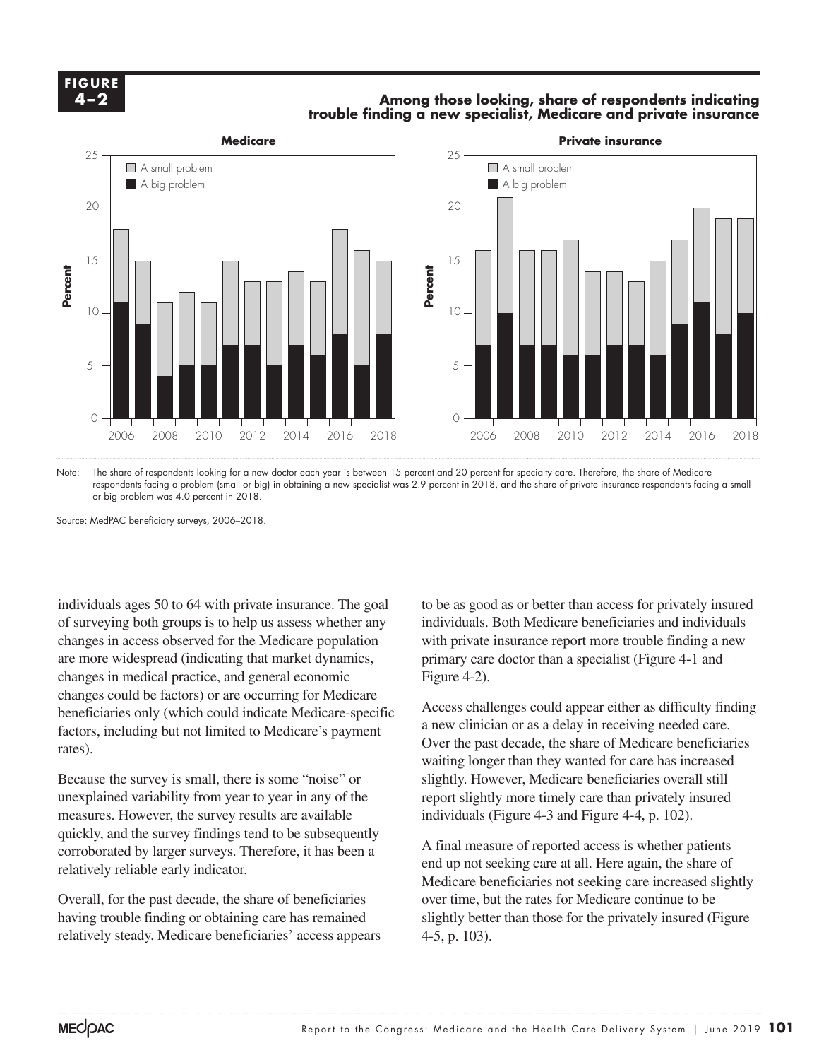**FIGURE 4–2**

**Among those looking, share of respondents indicating trouble finding a new specialist, Medicare and private insurance**

Note: The share of respondents looking for a new doctor each year is between 15 percent and 20 percent for specialty care. Therefore, the share of Medicare respondents facing a problem (small or big) in obtaining a new specialist was 2.9 percent in 2018, and the share of private insurance respondents facing a small or big problem was 4.0 percent in 2018.

Source: MedPAC beneficiary surveys, 2006–2018.

individuals ages 50 to 64 with private insurance. The goal of surveying both groups is to help us assess whether any changes in access observed for the Medicare population are more widespread (indicating that market dynamics, changes in medical practice, and general economic changes could be factors) or are occurring for Medicare beneficiaries only (which could indicate Medicare-specific factors, including but not limited to Medicare's payment rates).

Because the survey is small, there is some "noise" or unexplained variability from year to year in any of the measures. However, the survey results are available quickly, and the survey findings tend to be subsequently corroborated by larger surveys. Therefore, it has been a relatively reliable early indicator.

Overall, for the past decade, the share of beneficiaries having trouble finding or obtaining care has remained relatively steady. Medicare beneficiaries' access appears to be as good as or better than access for privately insured individuals. Both Medicare beneficiaries and individuals with private insurance report more trouble finding a new primary care doctor than a specialist (Figure 4-1 and Figure 4-2).

Access challenges could appear either as difficulty finding a new clinician or as a delay in receiving needed care. Over the past decade, the share of Medicare beneficiaries waiting longer than they wanted for care has increased slightly. However, Medicare beneficiaries overall still report slightly more timely care than privately insured individuals (Figure 4-3 and Figure 4-4, p. 102).

A final measure of reported access is whether patients end up not seeking care at all. Here again, the share of Medicare beneficiaries not seeking care increased slightly over time, but the rates for Medicare continue to be slightly better than those for the privately insured (Figure 4-5, p. 103).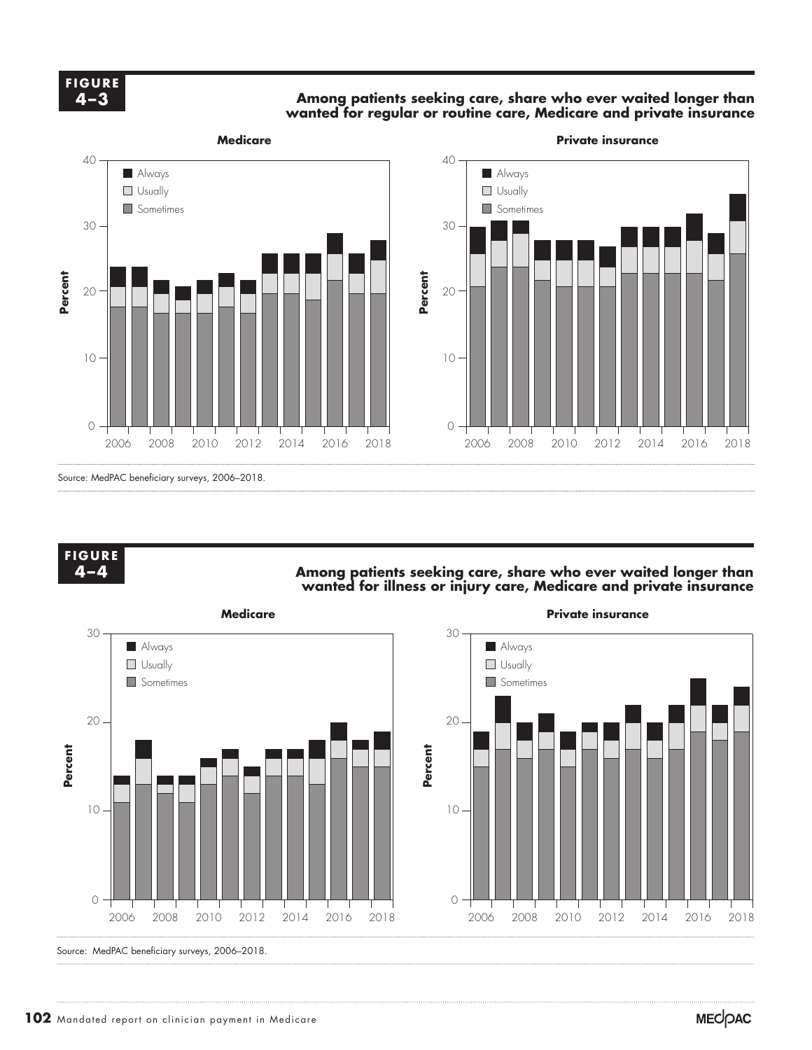**FIGURE 4–3**

**Among patients seeking care, share who ever waited longer than wanted for regular or routine care, Medicare and private insurance**

**Medicare**

**Private insurance**

Source: MedPAC beneficiary surveys, 2006–2018.

**FIGURE 4–4**

**Among patients seeking care, share who ever waited longer than wanted for illness or injury care, Medicare and private insurance**

**Medicare**

**Private insurance**

Source: MedPAC beneficiary surveys, 2006–2018.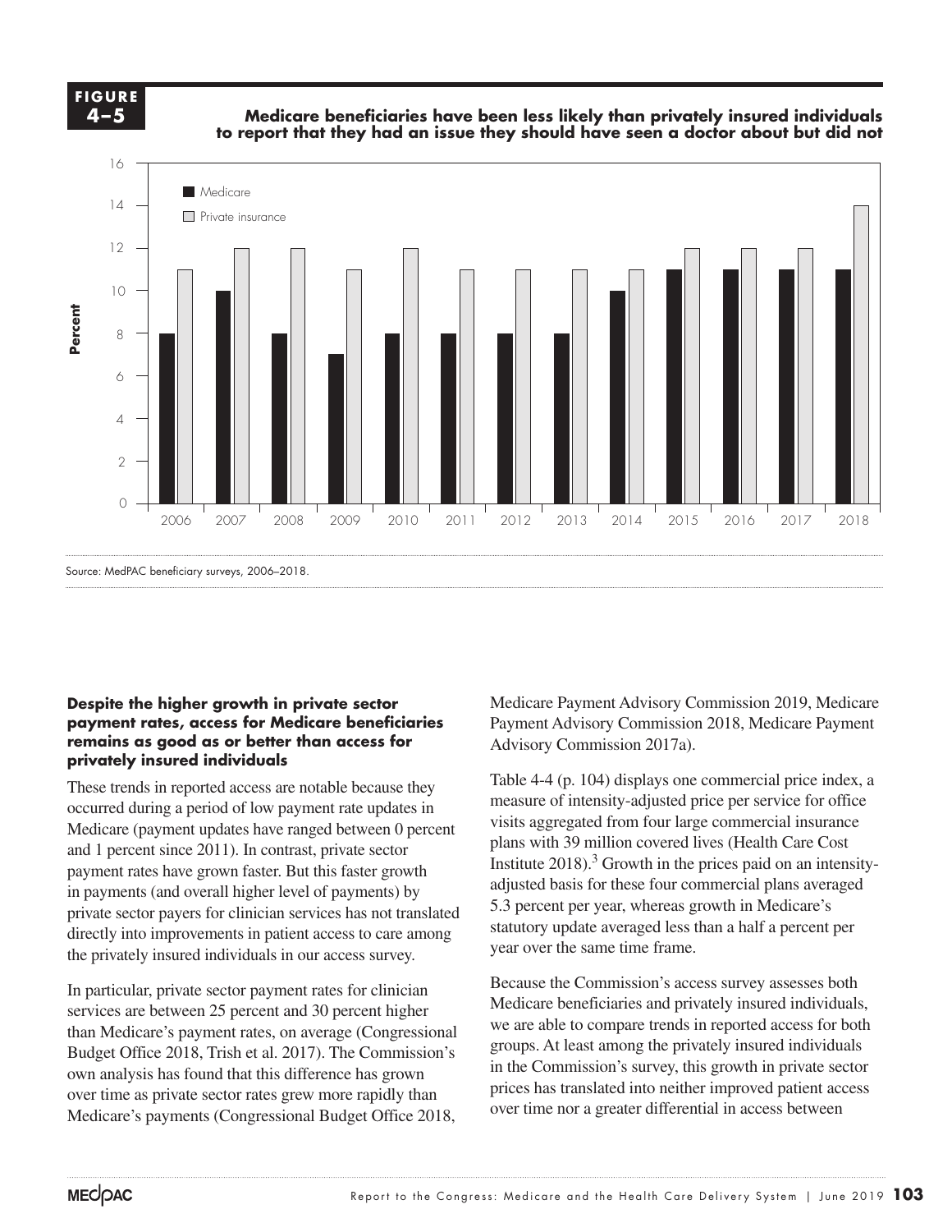**FIGURE 4–5**

**Medicare beneficiaries have been less likely than privately insured individuals to report that they had an issue they should have seen a doctor about but did not**

| Year | Medicare | Private insurance |
|---|---|---|
| 2006 | 8 | 11 |
| 2007 | 10 | 12 |
| 2008 | 8 | 12 |
| 2009 | 7 | 11 |
| 2010 | 8 | 12 |
| 2011 | 8 | 11 |
| 2012 | 8 | 11 |
| 2013 | 8 | 11 |
| 2014 | 10 | 11 |
| 2015 | 11 | 12 |
| 2016 | 11 | 12 |
| 2017 | 11 | 12 |
| 2018 | 11 | 14 |

Source: MedPAC beneficiary surveys, 2006–2018.

#### Despite the higher growth in private sector payment rates, access for Medicare beneficiaries remains as good as or better than access for privately insured individuals

These trends in reported access are notable because they occurred during a period of low payment rate updates in Medicare (payment updates have ranged between 0 percent and 1 percent since 2011). In contrast, private sector payment rates have grown faster. But this faster growth in payments (and overall higher level of payments) by private sector payers for clinician services has not translated directly into improvements in patient access to care among the privately insured individuals in our access survey.

In particular, private sector payment rates for clinician services are between 25 percent and 30 percent higher than Medicare's payment rates, on average (Congressional Budget Office 2018, Trish et al. 2017). The Commission's own analysis has found that this difference has grown over time as private sector rates grew more rapidly than Medicare's payments (Congressional Budget Office 2018, Medicare Payment Advisory Commission 2019, Medicare Payment Advisory Commission 2018, Medicare Payment Advisory Commission 2017a).

Table 4-4 (p. 104) displays one commercial price index, a measure of intensity-adjusted price per service for office visits aggregated from four large commercial insurance plans with 39 million covered lives (Health Care Cost Institute 2018).[3] Growth in the prices paid on an intensity-adjusted basis for these four commercial plans averaged 5.3 percent per year, whereas growth in Medicare's statutory update averaged less than a half a percent per year over the same time frame.

Because the Commission's access survey assesses both Medicare beneficiaries and privately insured individuals, we are able to compare trends in reported access for both groups. At least among the privately insured individuals in the Commission's survey, this growth in private sector prices has translated into neither improved patient access over time nor a greater differential in access between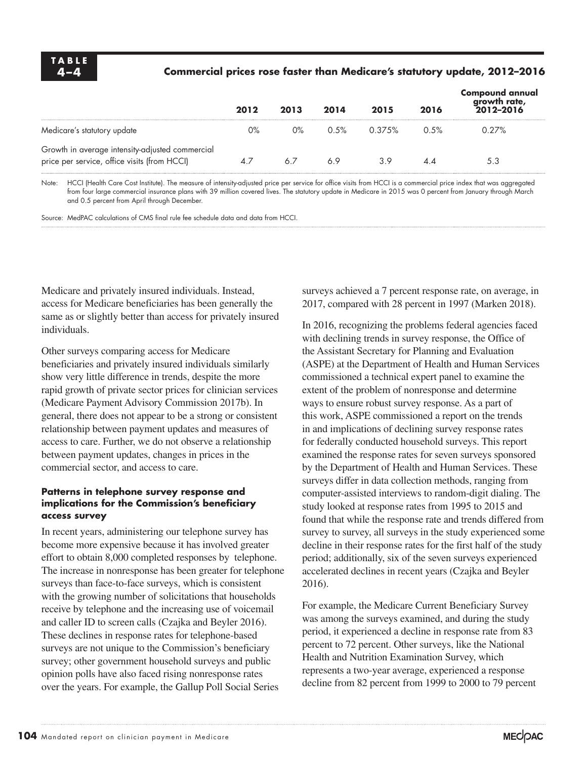**TABLE 4–4**

**Commercial prices rose faster than Medicare's statutory update, 2012–2016**

| | 2012 | 2013 | 2014 | 2015 | 2016 | Compound annual growth rate, 2012–2016 |
|---|---|---|---|---|---|---|
| Medicare's statutory update | 0% | 0% | 0.5% | 0.375% | 0.5% | 0.27% |
| Growth in average intensity-adjusted commercial price per service, office visits (from HCCI) | 4.7 | 6.7 | 6.9 | 3.9 | 4.4 | 5.3 |

Note: HCCI (Health Care Cost Institute). The measure of intensity-adjusted price per service for office visits from HCCI is a commercial price index that was aggregated from four large commercial insurance plans with 39 million covered lives. The statutory update in Medicare in 2015 was 0 percent from January through March and 0.5 percent from April through December.

Source: MedPAC calculations of CMS final rule fee schedule data and data from HCCI.

Medicare and privately insured individuals. Instead, access for Medicare beneficiaries has been generally the same as or slightly better than access for privately insured individuals.

Other surveys comparing access for Medicare beneficiaries and privately insured individuals similarly show very little difference in trends, despite the more rapid growth of private sector prices for clinician services (Medicare Payment Advisory Commission 2017b). In general, there does not appear to be a strong or consistent relationship between payment updates and measures of access to care. Further, we do not observe a relationship between payment updates, changes in prices in the commercial sector, and access to care.

#### Patterns in telephone survey response and implications for the Commission's beneficiary access survey

In recent years, administering our telephone survey has become more expensive because it has involved greater effort to obtain 8,000 completed responses by telephone. The increase in nonresponse has been greater for telephone surveys than face-to-face surveys, which is consistent with the growing number of solicitations that households receive by telephone and the increasing use of voicemail and caller ID to screen calls (Czajka and Beyler 2016). These declines in response rates for telephone-based surveys are not unique to the Commission's beneficiary survey; other government household surveys and public opinion polls have also faced rising nonresponse rates over the years. For example, the Gallup Poll Social Series surveys achieved a 7 percent response rate, on average, in 2017, compared with 28 percent in 1997 (Marken 2018).

In 2016, recognizing the problems federal agencies faced with declining trends in survey response, the Office of the Assistant Secretary for Planning and Evaluation (ASPE) at the Department of Health and Human Services commissioned a technical expert panel to examine the extent of the problem of nonresponse and determine ways to ensure robust survey response. As a part of this work, ASPE commissioned a report on the trends in and implications of declining survey response rates for federally conducted household surveys. This report examined the response rates for seven surveys sponsored by the Department of Health and Human Services. These surveys differ in data collection methods, ranging from computer-assisted interviews to random-digit dialing. The study looked at response rates from 1995 to 2015 and found that while the response rate and trends differed from survey to survey, all surveys in the study experienced some decline in their response rates for the first half of the study period; additionally, six of the seven surveys experienced accelerated declines in recent years (Czajka and Beyler 2016).

For example, the Medicare Current Beneficiary Survey was among the surveys examined, and during the study period, it experienced a decline in response rate from 83 percent to 72 percent. Other surveys, like the National Health and Nutrition Examination Survey, which represents a two-year average, experienced a response decline from 82 percent from 1999 to 2000 to 79 percent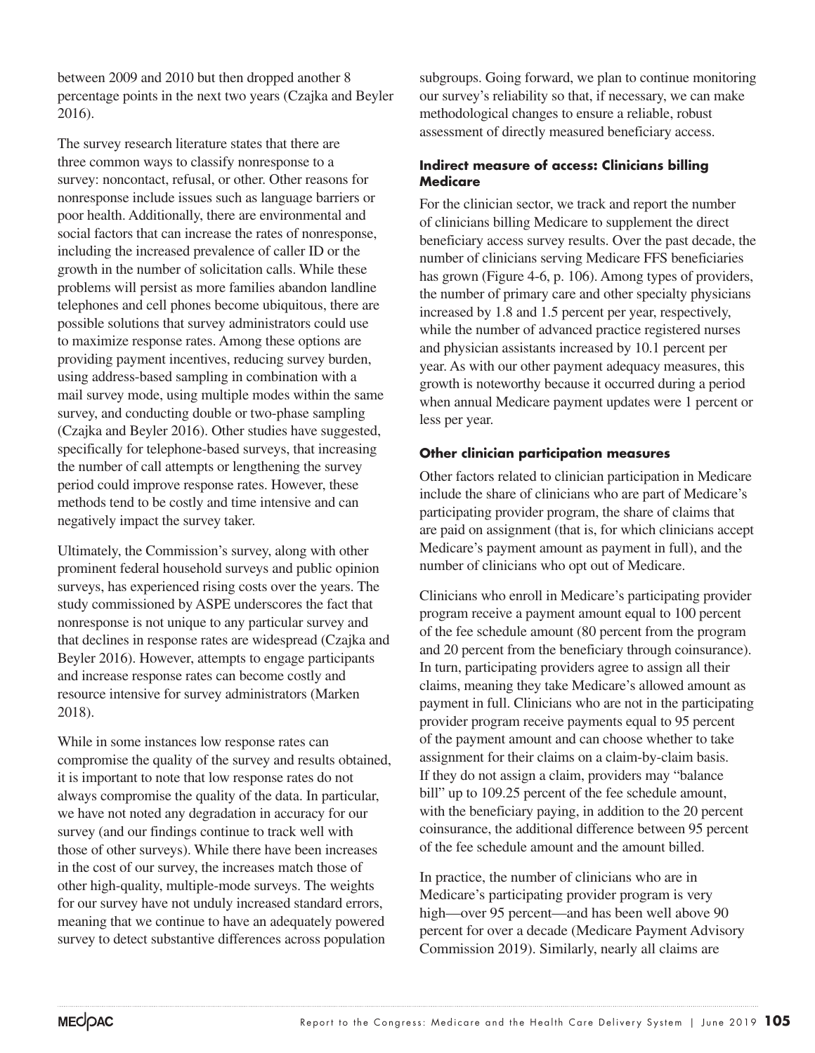between 2009 and 2010 but then dropped another 8 percentage points in the next two years (Czajka and Beyler 2016).

The survey research literature states that there are three common ways to classify nonresponse to a survey: noncontact, refusal, or other. Other reasons for nonresponse include issues such as language barriers or poor health. Additionally, there are environmental and social factors that can increase the rates of nonresponse, including the increased prevalence of caller ID or the growth in the number of solicitation calls. While these problems will persist as more families abandon landline telephones and cell phones become ubiquitous, there are possible solutions that survey administrators could use to maximize response rates. Among these options are providing payment incentives, reducing survey burden, using address-based sampling in combination with a mail survey mode, using multiple modes within the same survey, and conducting double or two-phase sampling (Czajka and Beyler 2016). Other studies have suggested, specifically for telephone-based surveys, that increasing the number of call attempts or lengthening the survey period could improve response rates. However, these methods tend to be costly and time intensive and can negatively impact the survey taker.

Ultimately, the Commission's survey, along with other prominent federal household surveys and public opinion surveys, has experienced rising costs over the years. The study commissioned by ASPE underscores the fact that nonresponse is not unique to any particular survey and that declines in response rates are widespread (Czajka and Beyler 2016). However, attempts to engage participants and increase response rates can become costly and resource intensive for survey administrators (Marken 2018).

While in some instances low response rates can compromise the quality of the survey and results obtained, it is important to note that low response rates do not always compromise the quality of the data. In particular, we have not noted any degradation in accuracy for our survey (and our findings continue to track well with those of other surveys). While there have been increases in the cost of our survey, the increases match those of other high-quality, multiple-mode surveys. The weights for our survey have not unduly increased standard errors, meaning that we continue to have an adequately powered survey to detect substantive differences across population subgroups. Going forward, we plan to continue monitoring our survey's reliability so that, if necessary, we can make methodological changes to ensure a reliable, robust assessment of directly measured beneficiary access.

### Indirect measure of access: Clinicians billing Medicare

For the clinician sector, we track and report the number of clinicians billing Medicare to supplement the direct beneficiary access survey results. Over the past decade, the number of clinicians serving Medicare FFS beneficiaries has grown (Figure 4-6, p. 106). Among types of providers, the number of primary care and other specialty physicians increased by 1.8 and 1.5 percent per year, respectively, while the number of advanced practice registered nurses and physician assistants increased by 10.1 percent per year. As with our other payment adequacy measures, this growth is noteworthy because it occurred during a period when annual Medicare payment updates were 1 percent or less per year.

### Other clinician participation measures

Other factors related to clinician participation in Medicare include the share of clinicians who are part of Medicare's participating provider program, the share of claims that are paid on assignment (that is, for which clinicians accept Medicare's payment amount as payment in full), and the number of clinicians who opt out of Medicare.

Clinicians who enroll in Medicare's participating provider program receive a payment amount equal to 100 percent of the fee schedule amount (80 percent from the program and 20 percent from the beneficiary through coinsurance). In turn, participating providers agree to assign all their claims, meaning they take Medicare's allowed amount as payment in full. Clinicians who are not in the participating provider program receive payments equal to 95 percent of the payment amount and can choose whether to take assignment for their claims on a claim-by-claim basis. If they do not assign a claim, providers may "balance bill" up to 109.25 percent of the fee schedule amount, with the beneficiary paying, in addition to the 20 percent coinsurance, the additional difference between 95 percent of the fee schedule amount and the amount billed.

In practice, the number of clinicians who are in Medicare's participating provider program is very high—over 95 percent—and has been well above 90 percent for over a decade (Medicare Payment Advisory Commission 2019). Similarly, nearly all claims are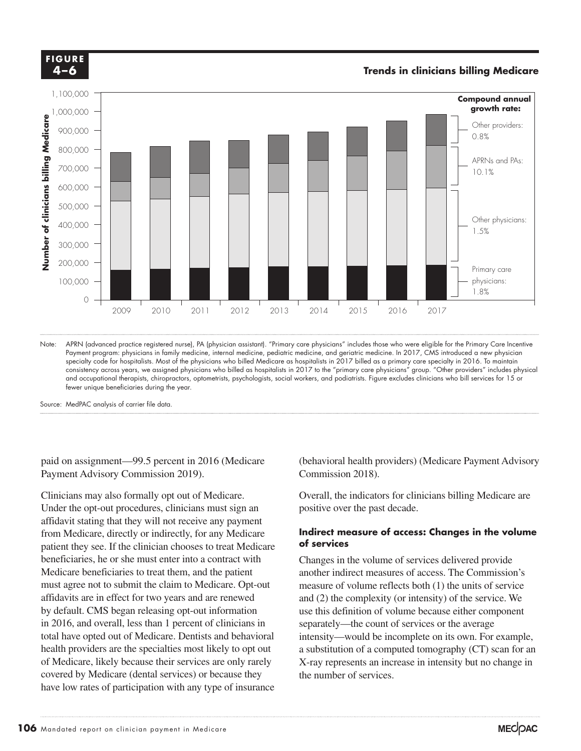**FIGURE 4–6**

**Trends in clinicians billing Medicare**

Compound annual growth rate:
- Other providers: 0.8%
- APRNs and PAs: 10.1%
- Other physicians: 1.5%
- Primary care physicians: 1.8%

Note: APRN (advanced practice registered nurse), PA (physician assistant). "Primary care physicians" includes those who were eligible for the Primary Care Incentive Payment program: physicians in family medicine, internal medicine, pediatric medicine, and geriatric medicine. In 2017, CMS introduced a new physician specialty code for hospitalists. Most of the physicians who billed Medicare as hospitalists in 2017 billed as a primary care specialty in 2016. To maintain consistency across years, we assigned physicians who billed as hospitalists in 2017 to the "primary care physicians" group. "Other providers" includes physical and occupational therapists, chiropractors, optometrists, psychologists, social workers, and podiatrists. Figure excludes clinicians who bill services for 15 or fewer unique beneficiaries during the year.

Source: MedPAC analysis of carrier file data.

paid on assignment—99.5 percent in 2016 (Medicare Payment Advisory Commission 2019).

Clinicians may also formally opt out of Medicare. Under the opt-out procedures, clinicians must sign an affidavit stating that they will not receive any payment from Medicare, directly or indirectly, for any Medicare patient they see. If the clinician chooses to treat Medicare beneficiaries, he or she must enter into a contract with Medicare beneficiaries to treat them, and the patient must agree not to submit the claim to Medicare. Opt-out affidavits are in effect for two years and are renewed by default. CMS began releasing opt-out information in 2016, and overall, less than 1 percent of clinicians in total have opted out of Medicare. Dentists and behavioral health providers are the specialties most likely to opt out of Medicare, likely because their services are only rarely covered by Medicare (dental services) or because they have low rates of participation with any type of insurance (behavioral health providers) (Medicare Payment Advisory Commission 2018).

Overall, the indicators for clinicians billing Medicare are positive over the past decade.

### Indirect measure of access: Changes in the volume of services

Changes in the volume of services delivered provide another indirect measures of access. The Commission's measure of volume reflects both (1) the units of service and (2) the complexity (or intensity) of the service. We use this definition of volume because either component separately—the count of services or the average intensity—would be incomplete on its own. For example, a substitution of a computed tomography (CT) scan for an X-ray represents an increase in intensity but no change in the number of services.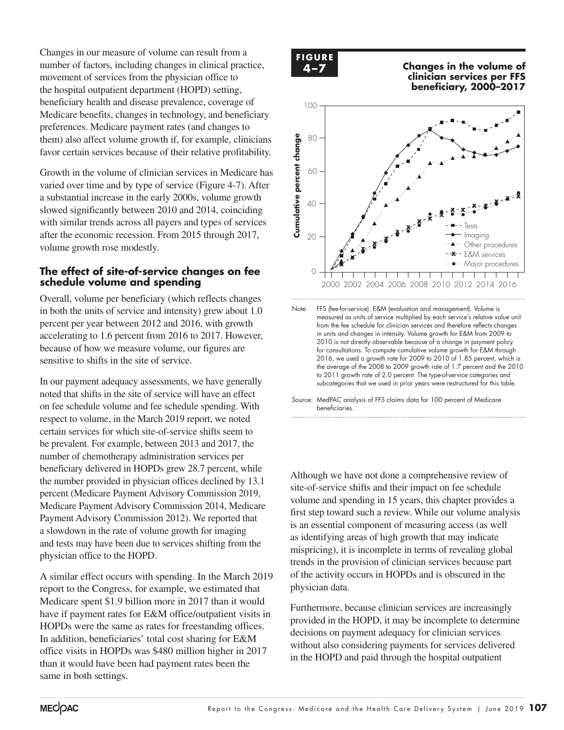Changes in our measure of volume can result from a number of factors, including changes in clinical practice, movement of services from the physician office to the hospital outpatient department (HOPD) setting, beneficiary health and disease prevalence, coverage of Medicare benefits, changes in technology, and beneficiary preferences. Medicare payment rates (and changes to them) also affect volume growth if, for example, clinicians favor certain services because of their relative profitability.

Growth in the volume of clinician services in Medicare has varied over time and by type of service (Figure 4-7). After a substantial increase in the early 2000s, volume growth slowed significantly between 2010 and 2014, coinciding with similar trends across all payers and types of services after the economic recession. From 2015 through 2017, volume growth rose modestly.

### The effect of site-of-service changes on fee schedule volume and spending

Overall, volume per beneficiary (which reflects changes in both the units of service and intensity) grew about 1.0 percent per year between 2012 and 2016, with growth accelerating to 1.6 percent from 2016 to 2017. However, because of how we measure volume, our figures are sensitive to shifts in the site of service.

In our payment adequacy assessments, we have generally noted that shifts in the site of service will have an effect on fee schedule volume and fee schedule spending. With respect to volume, in the March 2019 report, we noted certain services for which site-of-service shifts seem to be prevalent. For example, between 2013 and 2017, the number of chemotherapy administration services per beneficiary delivered in HOPDs grew 28.7 percent, while the number provided in physician offices declined by 13.1 percent (Medicare Payment Advisory Commission 2019, Medicare Payment Advisory Commission 2014, Medicare Payment Advisory Commission 2012). We reported that a slowdown in the rate of volume growth for imaging and tests may have been due to services shifting from the physician office to the HOPD.

A similar effect occurs with spending. In the March 2019 report to the Congress, for example, we estimated that Medicare spent $1.9 billion more in 2017 than it would have if payment rates for E&M office/outpatient visits in HOPDs were the same as rates for freestanding offices. In addition, beneficiaries' total cost sharing for E&M office visits in HOPDs was $480 million higher in 2017 than it would have been had payment rates been the same in both settings.

**FIGURE 4–7** **Changes in the volume of clinician services per FFS beneficiary, 2000–2017**

Note: FFS (fee-for-service). E&M (evaluation and management). Volume is measured as units of service multiplied by each service's relative value unit from the fee schedule for clinician services and therefore reflects changes in units and changes in intensity. Volume growth for E&M from 2009 to 2010 is not directly observable because of a change in payment policy for consultations. To compute cumulative volume growth for E&M through 2016, we used a growth rate for 2009 to 2010 of 1.85 percent, which is the average of the 2008 to 2009 growth rate of 1.7 percent and the 2010 to 2011 growth rate of 2.0 percent. The type-of-service categories and subcategories that we used in prior years were restructured for this table.

Source: MedPAC analysis of FFS claims data for 100 percent of Medicare beneficiaries.

Although we have not done a comprehensive review of site-of-service shifts and their impact on fee schedule volume and spending in 15 years, this chapter provides a first step toward such a review. While our volume analysis is an essential component of measuring access (as well as identifying areas of high growth that may indicate mispricing), it is incomplete in terms of revealing global trends in the provision of clinician services because part of the activity occurs in HOPDs and is obscured in the physician data.

Furthermore, because clinician services are increasingly provided in the HOPD, it may be incomplete to determine decisions on payment adequacy for clinician services without also considering payments for services delivered in the HOPD and paid through the hospital outpatient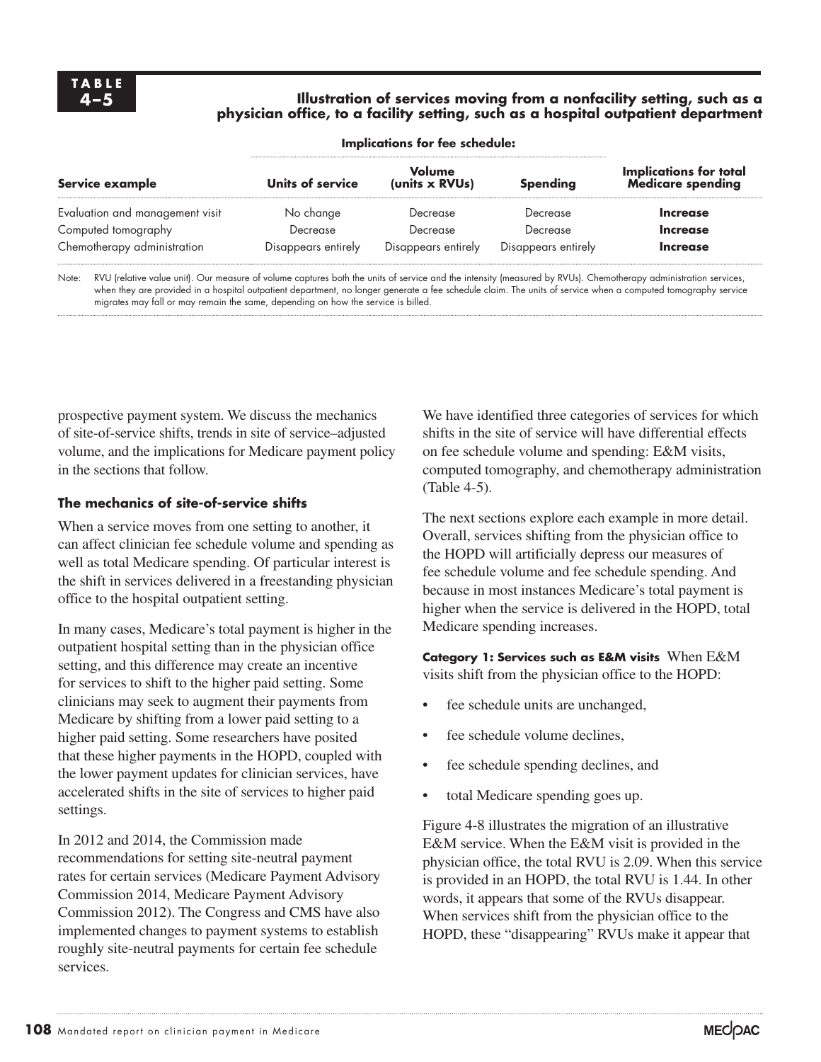**TABLE 4–5**

**Illustration of services moving from a nonfacility setting, such as a physician office, to a facility setting, such as a hospital outpatient department**

| | Implications for fee schedule: | | | |
|---|---|---|---|---|
| **Service example** | **Units of service** | **Volume (units x RVUs)** | **Spending** | **Implications for total Medicare spending** |
| Evaluation and management visit | No change | Decrease | Decrease | **Increase** |
| Computed tomography | Decrease | Decrease | Decrease | **Increase** |
| Chemotherapy administration | Disappears entirely | Disappears entirely | Disappears entirely | **Increase** |

Note: RVU (relative value unit). Our measure of volume captures both the units of service and the intensity (measured by RVUs). Chemotherapy administration services, when they are provided in a hospital outpatient department, no longer generate a fee schedule claim. The units of service when a computed tomography service migrates may fall or may remain the same, depending on how the service is billed.

prospective payment system. We discuss the mechanics of site-of-service shifts, trends in site of service–adjusted volume, and the implications for Medicare payment policy in the sections that follow.

### The mechanics of site-of-service shifts

When a service moves from one setting to another, it can affect clinician fee schedule volume and spending as well as total Medicare spending. Of particular interest is the shift in services delivered in a freestanding physician office to the hospital outpatient setting.

In many cases, Medicare's total payment is higher in the outpatient hospital setting than in the physician office setting, and this difference may create an incentive for services to shift to the higher paid setting. Some clinicians may seek to augment their payments from Medicare by shifting from a lower paid setting to a higher paid setting. Some researchers have posited that these higher payments in the HOPD, coupled with the lower payment updates for clinician services, have accelerated shifts in the site of services to higher paid settings.

In 2012 and 2014, the Commission made recommendations for setting site-neutral payment rates for certain services (Medicare Payment Advisory Commission 2014, Medicare Payment Advisory Commission 2012). The Congress and CMS have also implemented changes to payment systems to establish roughly site-neutral payments for certain fee schedule services.

We have identified three categories of services for which shifts in the site of service will have differential effects on fee schedule volume and spending: E&M visits, computed tomography, and chemotherapy administration (Table 4-5).

The next sections explore each example in more detail. Overall, services shifting from the physician office to the HOPD will artificially depress our measures of fee schedule volume and fee schedule spending. And because in most instances Medicare's total payment is higher when the service is delivered in the HOPD, total Medicare spending increases.

**Category 1: Services such as E&M visits** When E&M visits shift from the physician office to the HOPD:

- fee schedule units are unchanged,
- fee schedule volume declines,
- fee schedule spending declines, and
- total Medicare spending goes up.

Figure 4-8 illustrates the migration of an illustrative E&M service. When the E&M visit is provided in the physician office, the total RVU is 2.09. When this service is provided in an HOPD, the total RVU is 1.44. In other words, it appears that some of the RVUs disappear. When services shift from the physician office to the HOPD, these "disappearing" RVUs make it appear that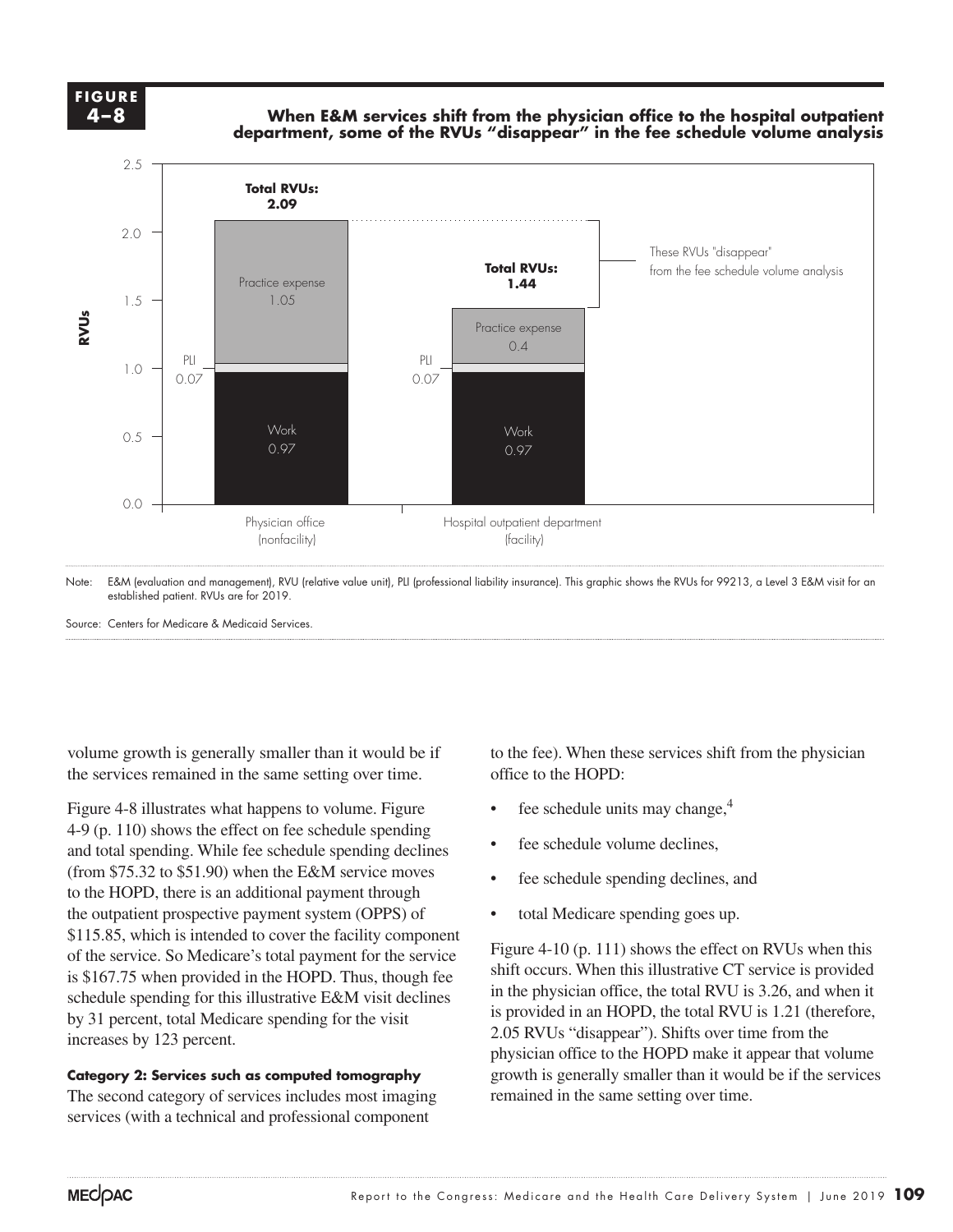**FIGURE 4–8**

**When E&M services shift from the physician office to the hospital outpatient department, some of the RVUs "disappear" in the fee schedule volume analysis**

| | Physician office (nonfacility) | Hospital outpatient department (facility) |
|---|---|---|
| Work | 0.97 | 0.97 |
| PLI | 0.07 | 0.07 |
| Practice expense | 1.05 | 0.4 |
| Total RVUs | 2.09 | 1.44 |

These RVUs "disappear" from the fee schedule volume analysis

Note: E&M (evaluation and management), RVU (relative value unit), PLI (professional liability insurance). This graphic shows the RVUs for 99213, a Level 3 E&M visit for an established patient. RVUs are for 2019.

Source: Centers for Medicare & Medicaid Services.

volume growth is generally smaller than it would be if the services remained in the same setting over time.

Figure 4-8 illustrates what happens to volume. Figure 4-9 (p. 110) shows the effect on fee schedule spending and total spending. While fee schedule spending declines (from $75.32 to $51.90) when the E&M service moves to the HOPD, there is an additional payment through the outpatient prospective payment system (OPPS) of $115.85, which is intended to cover the facility component of the service. So Medicare's total payment for the service is $167.75 when provided in the HOPD. Thus, though fee schedule spending for this illustrative E&M visit declines by 31 percent, total Medicare spending for the visit increases by 123 percent.

**Category 2: Services such as computed tomography**

The second category of services includes most imaging services (with a technical and professional component to the fee). When these services shift from the physician office to the HOPD:

- fee schedule units may change,[4]
- fee schedule volume declines,
- fee schedule spending declines, and
- total Medicare spending goes up.

Figure 4-10 (p. 111) shows the effect on RVUs when this shift occurs. When this illustrative CT service is provided in the physician office, the total RVU is 3.26, and when it is provided in an HOPD, the total RVU is 1.21 (therefore, 2.05 RVUs "disappear"). Shifts over time from the physician office to the HOPD make it appear that volume growth is generally smaller than it would be if the services remained in the same setting over time.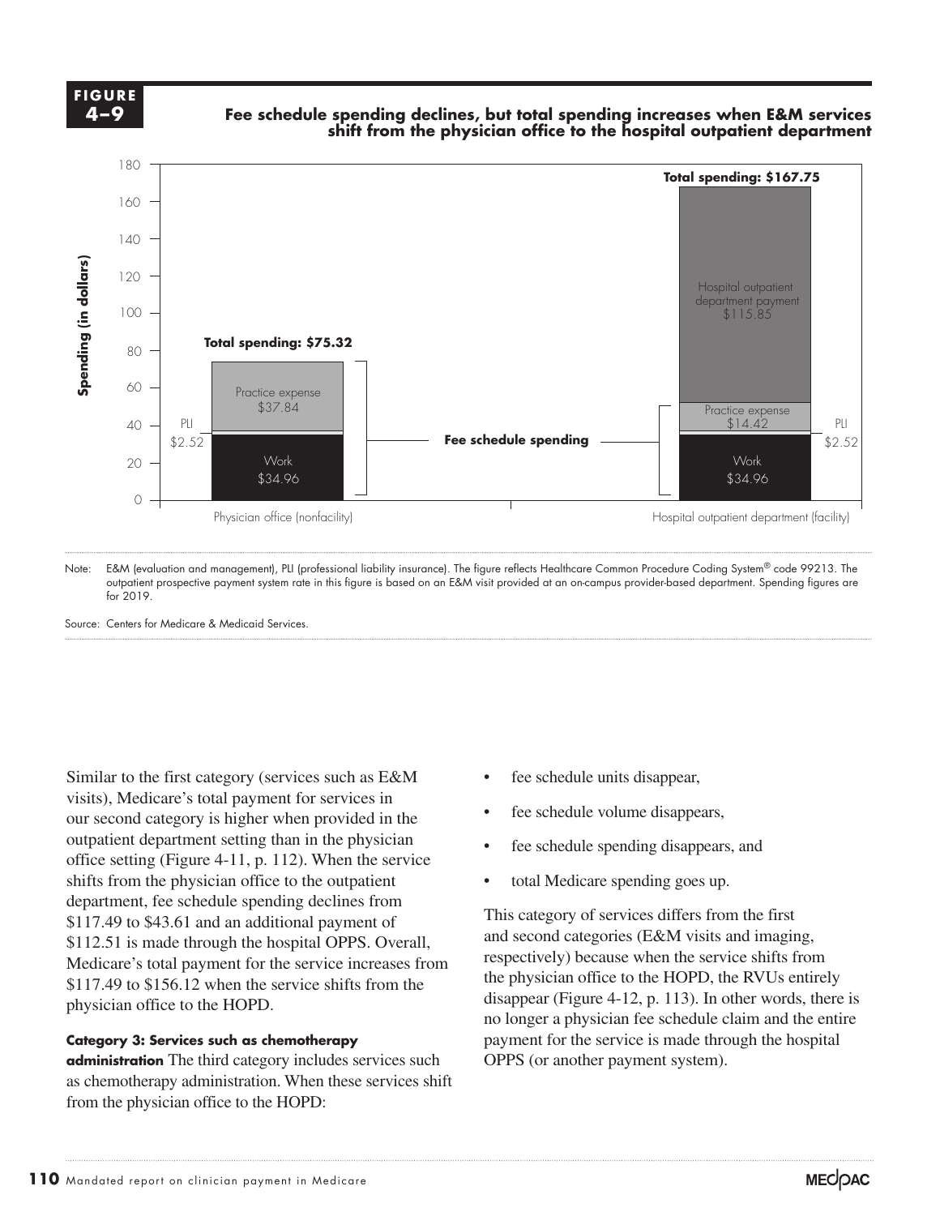**FIGURE 4–9**

**Fee schedule spending declines, but total spending increases when E&M services shift from the physician office to the hospital outpatient department**

| Component | Physician office (nonfacility) | Hospital outpatient department (facility) |
|---|---|---|
| Work | $34.96 | $34.96 |
| PLI | $2.52 | $2.52 |
| Practice expense | $37.84 | $14.42 |
| Hospital outpatient department payment | | $115.85 |
| Total spending | $75.32 | $167.75 |

Note: E&M (evaluation and management), PLI (professional liability insurance). The figure reflects Healthcare Common Procedure Coding System® code 99213. The outpatient prospective payment system rate in this figure is based on an E&M visit provided at an on-campus provider-based department. Spending figures are for 2019.

Source: Centers for Medicare & Medicaid Services.

Similar to the first category (services such as E&M visits), Medicare's total payment for services in our second category is higher when provided in the outpatient department setting than in the physician office setting (Figure 4-11, p. 112). When the service shifts from the physician office to the outpatient department, fee schedule spending declines from $117.49 to $43.61 and an additional payment of $112.51 is made through the hospital OPPS. Overall, Medicare's total payment for the service increases from $117.49 to $156.12 when the service shifts from the physician office to the HOPD.

**Category 3: Services such as chemotherapy administration** The third category includes services such as chemotherapy administration. When these services shift from the physician office to the HOPD:

- fee schedule units disappear,
- fee schedule volume disappears,
- fee schedule spending disappears, and
- total Medicare spending goes up.

This category of services differs from the first and second categories (E&M visits and imaging, respectively) because when the service shifts from the physician office to the HOPD, the RVUs entirely disappear (Figure 4-12, p. 113). In other words, there is no longer a physician fee schedule claim and the entire payment for the service is made through the hospital OPPS (or another payment system).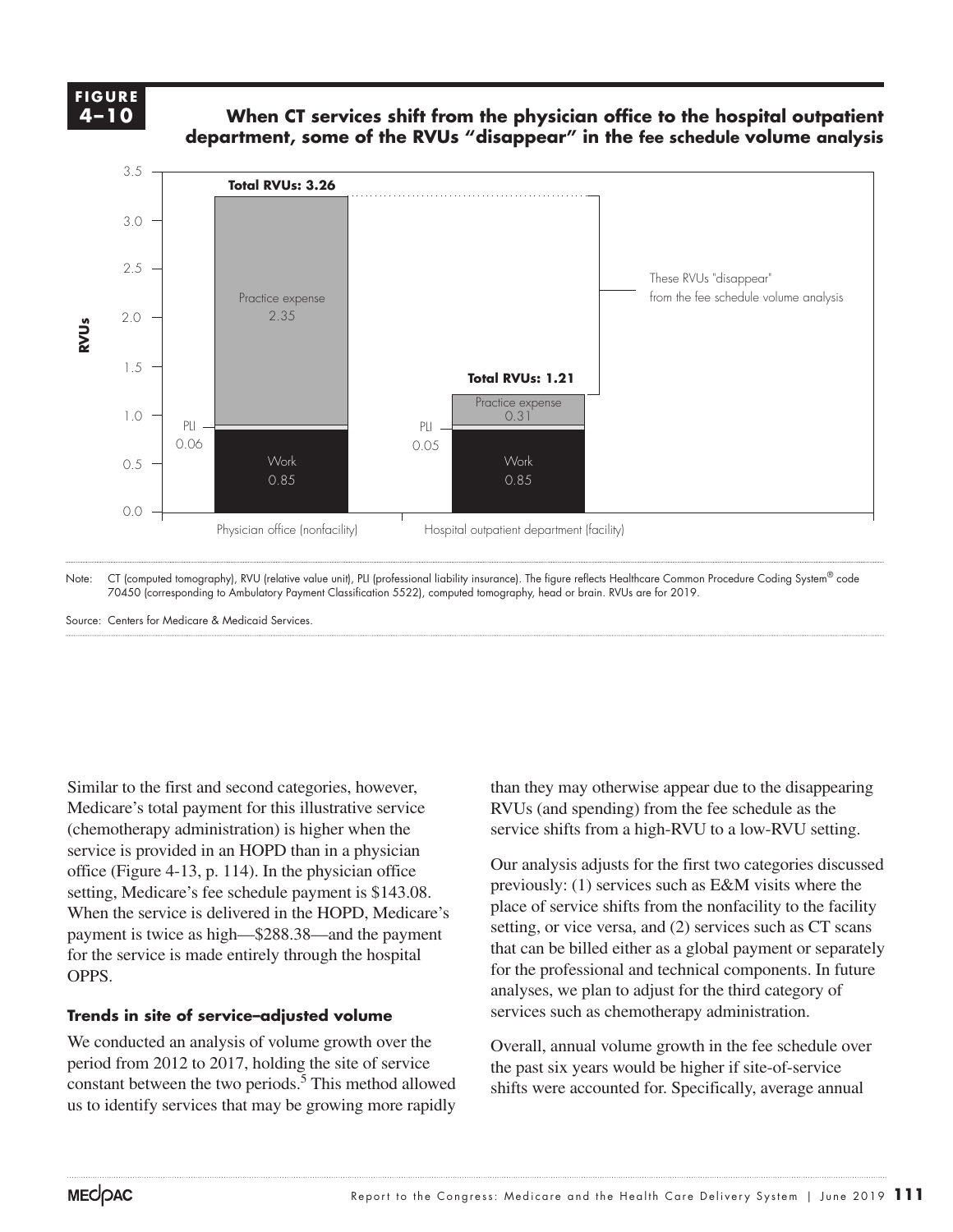**FIGURE 4–10**

**When CT services shift from the physician office to the hospital outpatient department, some of the RVUs "disappear" in the fee schedule volume analysis**

| | Physician office (nonfacility) | Hospital outpatient department (facility) |
|---|---|---|
| Work | 0.85 | 0.85 |
| PLI | 0.06 | 0.05 |
| Practice expense | 2.35 | 0.31 |
| Total RVUs | 3.26 | 1.21 |

These RVUs "disappear" from the fee schedule volume analysis

Note: CT (computed tomography), RVU (relative value unit), PLI (professional liability insurance). The figure reflects Healthcare Common Procedure Coding System® code 70450 (corresponding to Ambulatory Payment Classification 5522), computed tomography, head or brain. RVUs are for 2019.

Source: Centers for Medicare & Medicaid Services.

Similar to the first and second categories, however, Medicare's total payment for this illustrative service (chemotherapy administration) is higher when the service is provided in an HOPD than in a physician office (Figure 4-13, p. 114). In the physician office setting, Medicare's fee schedule payment is $143.08. When the service is delivered in the HOPD, Medicare's payment is twice as high—$288.38—and the payment for the service is made entirely through the hospital OPPS.

### Trends in site of service–adjusted volume

We conducted an analysis of volume growth over the period from 2012 to 2017, holding the site of service constant between the two periods.[5] This method allowed us to identify services that may be growing more rapidly than they may otherwise appear due to the disappearing RVUs (and spending) from the fee schedule as the service shifts from a high-RVU to a low-RVU setting.

Our analysis adjusts for the first two categories discussed previously: (1) services such as E&M visits where the place of service shifts from the nonfacility to the facility setting, or vice versa, and (2) services such as CT scans that can be billed either as a global payment or separately for the professional and technical components. In future analyses, we plan to adjust for the third category of services such as chemotherapy administration.

Overall, annual volume growth in the fee schedule over the past six years would be higher if site-of-service shifts were accounted for. Specifically, average annual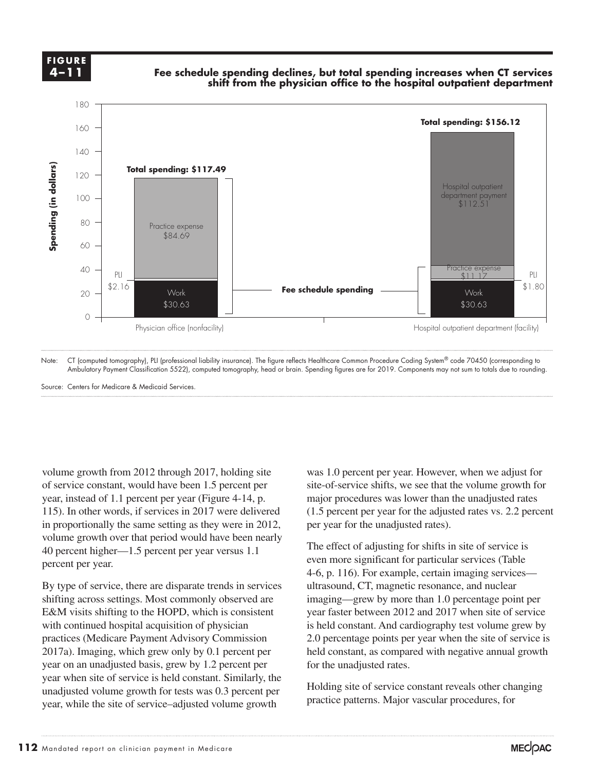**FIGURE 4–11**

**Fee schedule spending declines, but total spending increases when CT services shift from the physician office to the hospital outpatient department**

| | Physician office (nonfacility) | Hospital outpatient department (facility) |
|---|---|---|
| Work | $30.63 | $30.63 |
| PLI | $2.16 | $1.80 |
| Practice expense | $84.69 | $11.17 |
| Hospital outpatient department payment | | $112.51 |
| Total spending | $117.49 | $156.12 |

Note: CT (computed tomography), PLI (professional liability insurance). The figure reflects Healthcare Common Procedure Coding System® code 70450 (corresponding to Ambulatory Payment Classification 5522), computed tomography, head or brain. Spending figures are for 2019. Components may not sum to totals due to rounding.

Source: Centers for Medicare & Medicaid Services.

volume growth from 2012 through 2017, holding site of service constant, would have been 1.5 percent per year, instead of 1.1 percent per year (Figure 4-14, p. 115). In other words, if services in 2017 were delivered in proportionally the same setting as they were in 2012, volume growth over that period would have been nearly 40 percent higher—1.5 percent per year versus 1.1 percent per year.

By type of service, there are disparate trends in services shifting across settings. Most commonly observed are E&M visits shifting to the HOPD, which is consistent with continued hospital acquisition of physician practices (Medicare Payment Advisory Commission 2017a). Imaging, which grew only by 0.1 percent per year on an unadjusted basis, grew by 1.2 percent per year when site of service is held constant. Similarly, the unadjusted volume growth for tests was 0.3 percent per year, while the site of service–adjusted volume growth was 1.0 percent per year. However, when we adjust for site-of-service shifts, we see that the volume growth for major procedures was lower than the unadjusted rates (1.5 percent per year for the adjusted rates vs. 2.2 percent per year for the unadjusted rates).

The effect of adjusting for shifts in site of service is even more significant for particular services (Table 4-6, p. 116). For example, certain imaging services—ultrasound, CT, magnetic resonance, and nuclear imaging—grew by more than 1.0 percentage point per year faster between 2012 and 2017 when site of service is held constant. And cardiography test volume grew by 2.0 percentage points per year when the site of service is held constant, as compared with negative annual growth for the unadjusted rates.

Holding site of service constant reveals other changing practice patterns. Major vascular procedures, for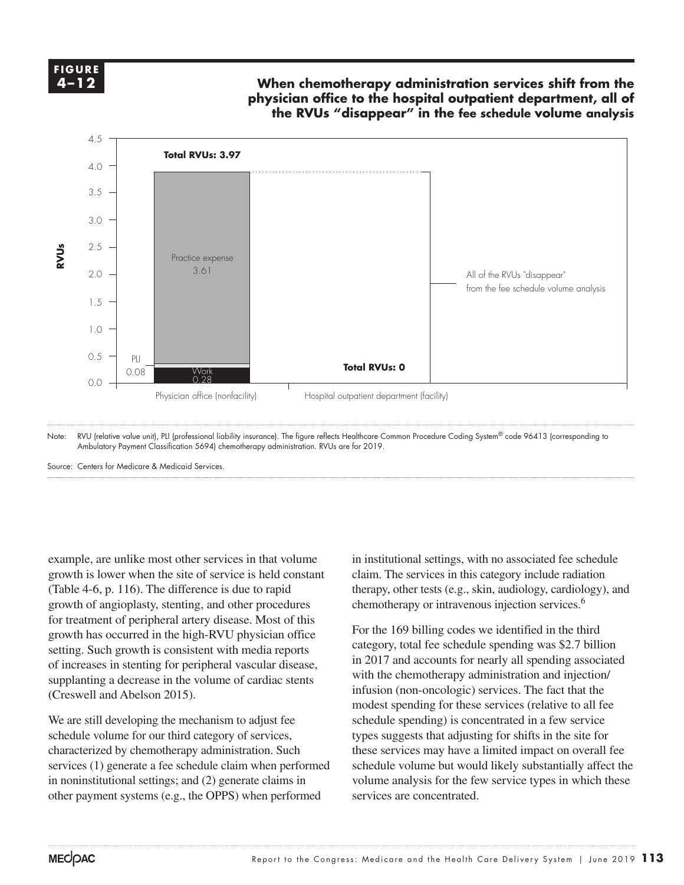**FIGURE 4–12**

**When chemotherapy administration services shift from the physician office to the hospital outpatient department, all of the RVUs "disappear" in the fee schedule volume analysis**

| | Physician office (nonfacility) | Hospital outpatient department (facility) |
|---|---|---|
| PLI | 0.08 | |
| Work | 0.28 | |
| Practice expense | 3.61 | |
| Total RVUs | 3.97 | 0 |

All of the RVUs "disappear" from the fee schedule volume analysis

Note: RVU (relative value unit), PLI (professional liability insurance). The figure reflects Healthcare Common Procedure Coding System® code 96413 (corresponding to Ambulatory Payment Classification 5694) chemotherapy administration. RVUs are for 2019.

Source: Centers for Medicare & Medicaid Services.

example, are unlike most other services in that volume growth is lower when the site of service is held constant (Table 4-6, p. 116). The difference is due to rapid growth of angioplasty, stenting, and other procedures for treatment of peripheral artery disease. Most of this growth has occurred in the high-RVU physician office setting. Such growth is consistent with media reports of increases in stenting for peripheral vascular disease, supplanting a decrease in the volume of cardiac stents (Creswell and Abelson 2015).

We are still developing the mechanism to adjust fee schedule volume for our third category of services, characterized by chemotherapy administration. Such services (1) generate a fee schedule claim when performed in noninstitutional settings; and (2) generate claims in other payment systems (e.g., the OPPS) when performed in institutional settings, with no associated fee schedule claim. The services in this category include radiation therapy, other tests (e.g., skin, audiology, cardiology), and chemotherapy or intravenous injection services.[6]

For the 169 billing codes we identified in the third category, total fee schedule spending was $2.7 billion in 2017 and accounts for nearly all spending associated with the chemotherapy administration and injection/infusion (non-oncologic) services. The fact that the modest spending for these services (relative to all fee schedule spending) is concentrated in a few service types suggests that adjusting for shifts in the site for these services may have a limited impact on overall fee schedule volume but would likely substantially affect the volume analysis for the few service types in which these services are concentrated.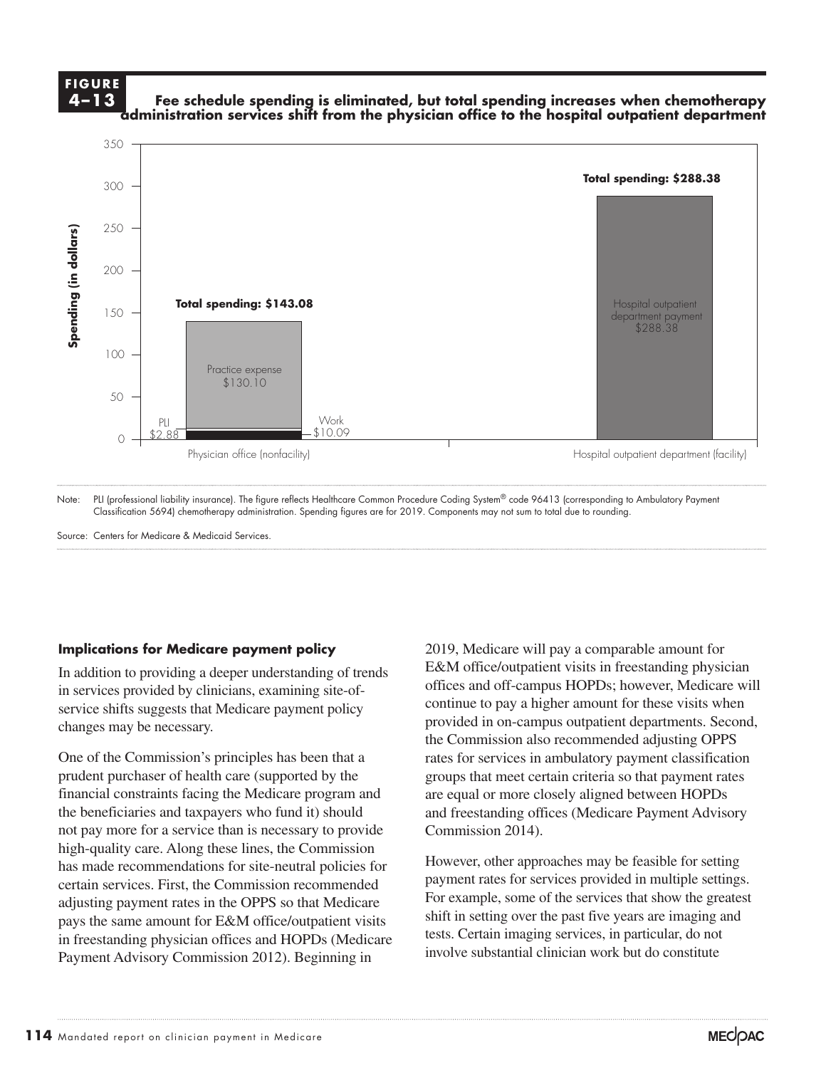**FIGURE 4–13** Fee schedule spending is eliminated, but total spending increases when chemotherapy administration services shift from the physician office to the hospital outpatient department

| Setting | PLI | Work | Practice expense | Hospital outpatient department payment | Total spending |
|---|---|---|---|---|---|
| Physician office (nonfacility) | $2.88 | $10.09 | $130.10 | | $143.08 |
| Hospital outpatient department (facility) | | | | $288.38 | $288.38 |

Note: PLI (professional liability insurance). The figure reflects Healthcare Common Procedure Coding System® code 96413 (corresponding to Ambulatory Payment Classification 5694) chemotherapy administration. Spending figures are for 2019. Components may not sum to total due to rounding.

Source: Centers for Medicare & Medicaid Services.

### Implications for Medicare payment policy

In addition to providing a deeper understanding of trends in services provided by clinicians, examining site-of-service shifts suggests that Medicare payment policy changes may be necessary.

One of the Commission's principles has been that a prudent purchaser of health care (supported by the financial constraints facing the Medicare program and the beneficiaries and taxpayers who fund it) should not pay more for a service than is necessary to provide high-quality care. Along these lines, the Commission has made recommendations for site-neutral policies for certain services. First, the Commission recommended adjusting payment rates in the OPPS so that Medicare pays the same amount for E&M office/outpatient visits in freestanding physician offices and HOPDs (Medicare Payment Advisory Commission 2012). Beginning in 2019, Medicare will pay a comparable amount for E&M office/outpatient visits in freestanding physician offices and off-campus HOPDs; however, Medicare will continue to pay a higher amount for these visits when provided in on-campus outpatient departments. Second, the Commission also recommended adjusting OPPS rates for services in ambulatory payment classification groups that meet certain criteria so that payment rates are equal or more closely aligned between HOPDs and freestanding offices (Medicare Payment Advisory Commission 2014).

However, other approaches may be feasible for setting payment rates for services provided in multiple settings. For example, some of the services that show the greatest shift in setting over the past five years are imaging and tests. Certain imaging services, in particular, do not involve substantial clinician work but do constitute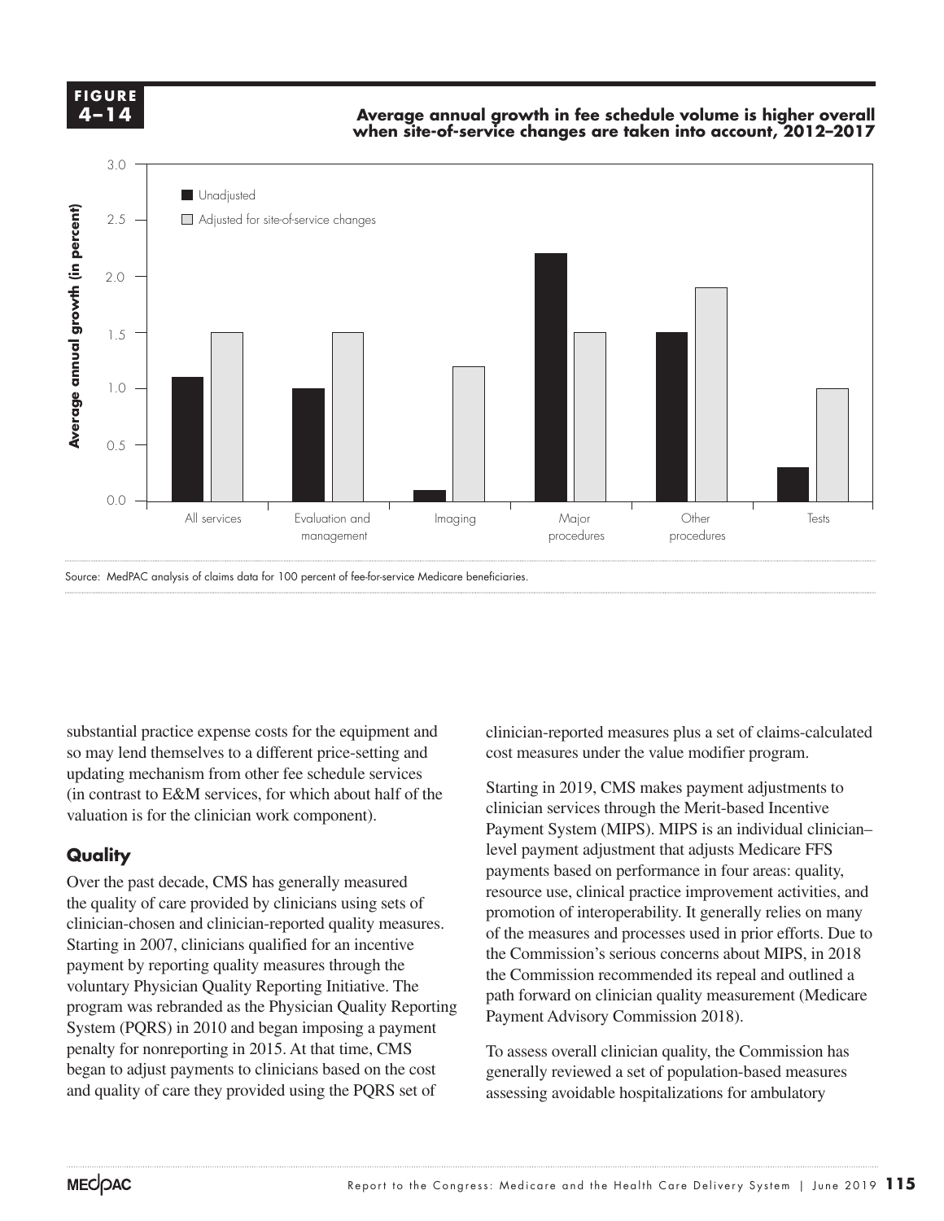**FIGURE 4–14**

**Average annual growth in fee schedule volume is higher overall when site-of-service changes are taken into account, 2012–2017**

| Service category | Unadjusted | Adjusted for site-of-service changes |
|---|---|---|
| All services | 1.1 | 1.5 |
| Evaluation and management | 1.0 | 1.5 |
| Imaging | 0.1 | 1.2 |
| Major procedures | 2.2 | 1.5 |
| Other procedures | 1.5 | 1.9 |
| Tests | 0.3 | 1.0 |

Average annual growth (in percent)

Source: MedPAC analysis of claims data for 100 percent of fee-for-service Medicare beneficiaries.

substantial practice expense costs for the equipment and so may lend themselves to a different price-setting and updating mechanism from other fee schedule services (in contrast to E&M services, for which about half of the valuation is for the clinician work component).

## Quality

Over the past decade, CMS has generally measured the quality of care provided by clinicians using sets of clinician-chosen and clinician-reported quality measures. Starting in 2007, clinicians qualified for an incentive payment by reporting quality measures through the voluntary Physician Quality Reporting Initiative. The program was rebranded as the Physician Quality Reporting System (PQRS) in 2010 and began imposing a payment penalty for nonreporting in 2015. At that time, CMS began to adjust payments to clinicians based on the cost and quality of care they provided using the PQRS set of clinician-reported measures plus a set of claims-calculated cost measures under the value modifier program.

Starting in 2019, CMS makes payment adjustments to clinician services through the Merit-based Incentive Payment System (MIPS). MIPS is an individual clinician–level payment adjustment that adjusts Medicare FFS payments based on performance in four areas: quality, resource use, clinical practice improvement activities, and promotion of interoperability. It generally relies on many of the measures and processes used in prior efforts. Due to the Commission's serious concerns about MIPS, in 2018 the Commission recommended its repeal and outlined a path forward on clinician quality measurement (Medicare Payment Advisory Commission 2018).

To assess overall clinician quality, the Commission has generally reviewed a set of population-based measures assessing avoidable hospitalizations for ambulatory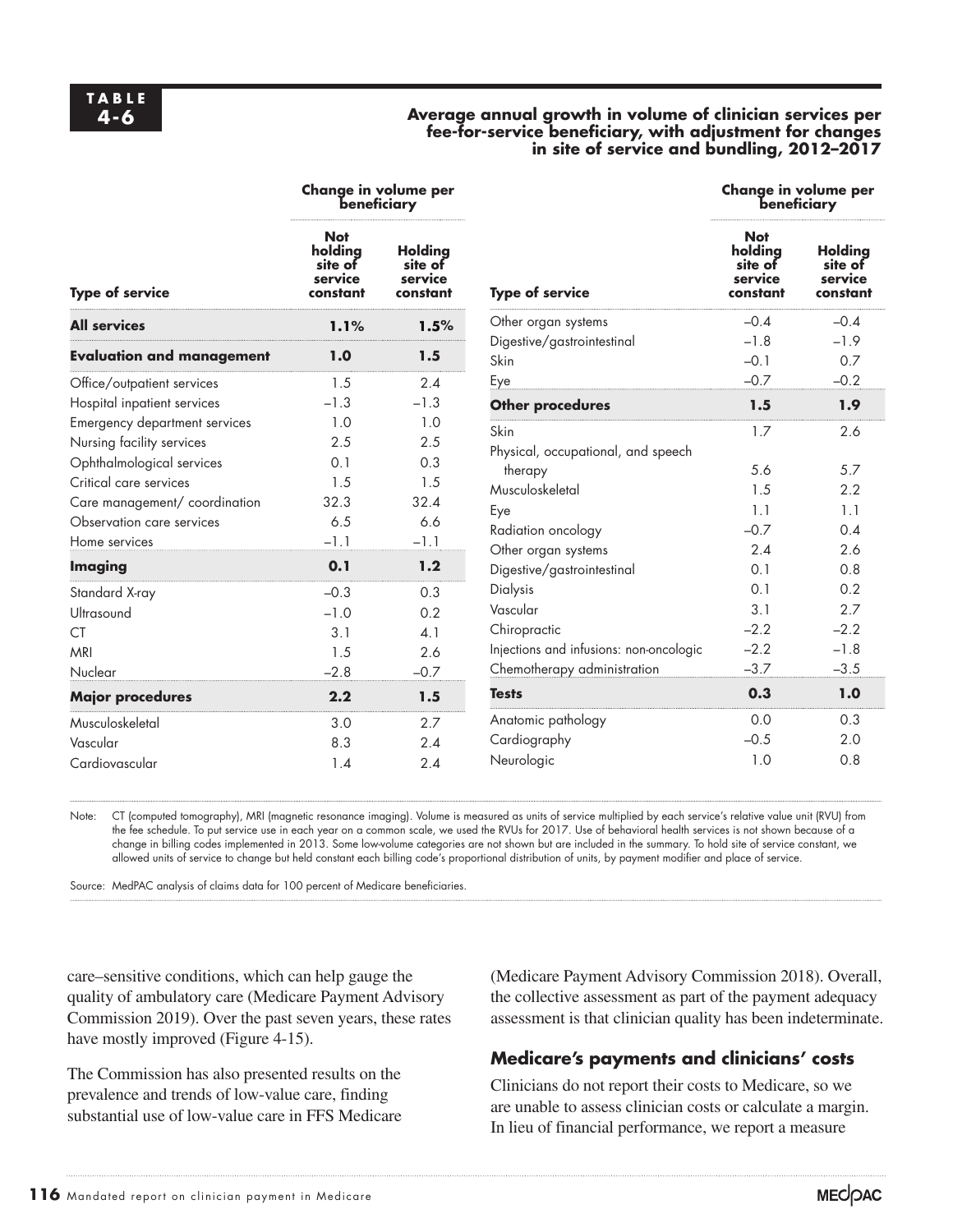**TABLE 4-6**

**Average annual growth in volume of clinician services per fee-for-service beneficiary, with adjustment for changes in site of service and bundling, 2012–2017**

| | Change in volume per beneficiary | |
|---|---|---|
| **Type of service** | **Not holding site of service constant** | **Holding site of service constant** |
| **All services** | **1.1%** | **1.5%** |
| **Evaluation and management** | **1.0** | **1.5** |
| Office/outpatient services | 1.5 | 2.4 |
| Hospital inpatient services | –1.3 | –1.3 |
| Emergency department services | 1.0 | 1.0 |
| Nursing facility services | 2.5 | 2.5 |
| Ophthalmological services | 0.1 | 0.3 |
| Critical care services | 1.5 | 1.5 |
| Care management/ coordination | 32.3 | 32.4 |
| Observation care services | 6.5 | 6.6 |
| Home services | –1.1 | –1.1 |
| **Imaging** | **0.1** | **1.2** |
| Standard X-ray | –0.3 | 0.3 |
| Ultrasound | –1.0 | 0.2 |
| CT | 3.1 | 4.1 |
| MRI | 1.5 | 2.6 |
| Nuclear | –2.8 | –0.7 |
| **Major procedures** | **2.2** | **1.5** |
| Musculoskeletal | 3.0 | 2.7 |
| Vascular | 8.3 | 2.4 |
| Cardiovascular | 1.4 | 2.4 |
| Other organ systems | –0.4 | –0.4 |
| Digestive/gastrointestinal | –1.8 | –1.9 |
| Skin | –0.1 | 0.7 |
| Eye | –0.7 | –0.2 |
| **Other procedures** | **1.5** | **1.9** |
| Skin | 1.7 | 2.6 |
| Physical, occupational, and speech therapy | 5.6 | 5.7 |
| Musculoskeletal | 1.5 | 2.2 |
| Eye | 1.1 | 1.1 |
| Radiation oncology | –0.7 | 0.4 |
| Other organ systems | 2.4 | 2.6 |
| Digestive/gastrointestinal | 0.1 | 0.8 |
| Dialysis | 0.1 | 0.2 |
| Vascular | 3.1 | 2.7 |
| Chiropractic | –2.2 | –2.2 |
| Injections and infusions: non-oncologic | –2.2 | –1.8 |
| Chemotherapy administration | –3.7 | –3.5 |
| **Tests** | **0.3** | **1.0** |
| Anatomic pathology | 0.0 | 0.3 |
| Cardiography | –0.5 | 2.0 |
| Neurologic | 1.0 | 0.8 |

Note: CT (computed tomography), MRI (magnetic resonance imaging). Volume is measured as units of service multiplied by each service's relative value unit (RVU) from the fee schedule. To put service use in each year on a common scale, we used the RVUs for 2017. Use of behavioral health services is not shown because of a change in billing codes implemented in 2013. Some low-volume categories are not shown but are included in the summary. To hold site of service constant, we allowed units of service to change but held constant each billing code's proportional distribution of units, by payment modifier and place of service.

Source: MedPAC analysis of claims data for 100 percent of Medicare beneficiaries.

care–sensitive conditions, which can help gauge the quality of ambulatory care (Medicare Payment Advisory Commission 2019). Over the past seven years, these rates have mostly improved (Figure 4-15).

The Commission has also presented results on the prevalence and trends of low-value care, finding substantial use of low-value care in FFS Medicare (Medicare Payment Advisory Commission 2018). Overall, the collective assessment as part of the payment adequacy assessment is that clinician quality has been indeterminate.

## Medicare's payments and clinicians' costs

Clinicians do not report their costs to Medicare, so we are unable to assess clinician costs or calculate a margin. In lieu of financial performance, we report a measure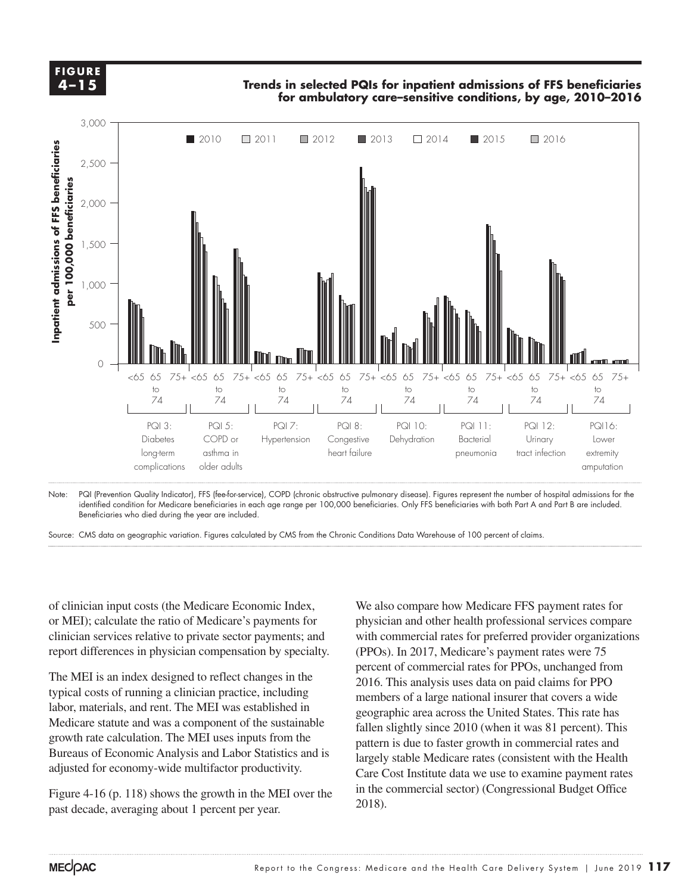**FIGURE 4–15**

**Trends in selected PQIs for inpatient admissions of FFS beneficiaries for ambulatory care–sensitive conditions, by age, 2010–2016**

Note: PQI (Prevention Quality Indicator), FFS (fee-for-service), COPD (chronic obstructive pulmonary disease). Figures represent the number of hospital admissions for the identified condition for Medicare beneficiaries in each age range per 100,000 beneficiaries. Only FFS beneficiaries with both Part A and Part B are included. Beneficiaries who died during the year are included.

Source: CMS data on geographic variation. Figures calculated by CMS from the Chronic Conditions Data Warehouse of 100 percent of claims.

of clinician input costs (the Medicare Economic Index, or MEI); calculate the ratio of Medicare's payments for clinician services relative to private sector payments; and report differences in physician compensation by specialty.

The MEI is an index designed to reflect changes in the typical costs of running a clinician practice, including labor, materials, and rent. The MEI was established in Medicare statute and was a component of the sustainable growth rate calculation. The MEI uses inputs from the Bureaus of Economic Analysis and Labor Statistics and is adjusted for economy-wide multifactor productivity.

Figure 4-16 (p. 118) shows the growth in the MEI over the past decade, averaging about 1 percent per year.

We also compare how Medicare FFS payment rates for physician and other health professional services compare with commercial rates for preferred provider organizations (PPOs). In 2017, Medicare's payment rates were 75 percent of commercial rates for PPOs, unchanged from 2016. This analysis uses data on paid claims for PPO members of a large national insurer that covers a wide geographic area across the United States. This rate has fallen slightly since 2010 (when it was 81 percent). This pattern is due to faster growth in commercial rates and largely stable Medicare rates (consistent with the Health Care Cost Institute data we use to examine payment rates in the commercial sector) (Congressional Budget Office 2018).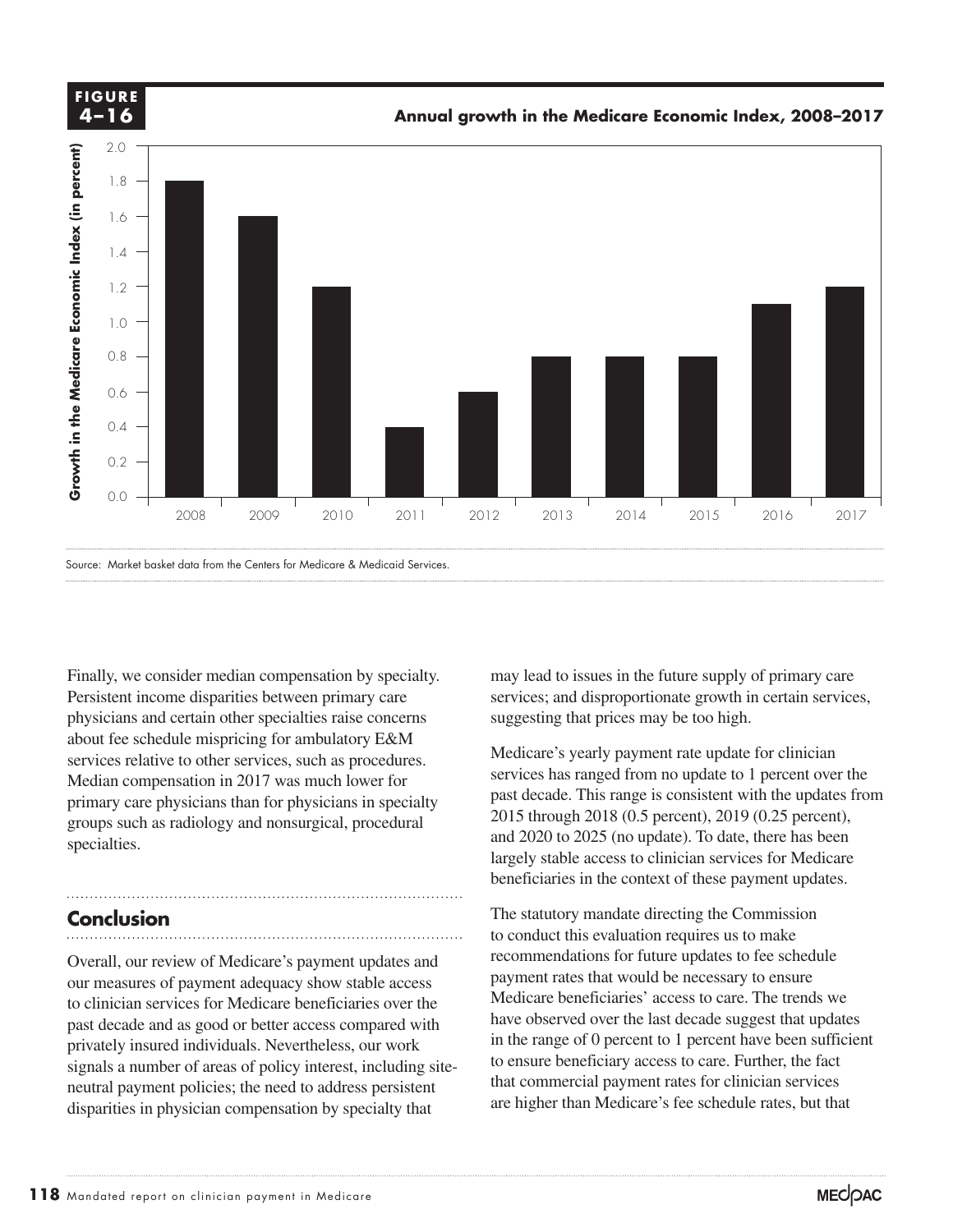**FIGURE 4–16**

**Annual growth in the Medicare Economic Index, 2008–2017**

| Year | Growth in the Medicare Economic Index (in percent) |
|---|---|
| 2008 | 1.8 |
| 2009 | 1.6 |
| 2010 | 1.2 |
| 2011 | 0.4 |
| 2012 | 0.6 |
| 2013 | 0.8 |
| 2014 | 0.8 |
| 2015 | 0.8 |
| 2016 | 1.1 |
| 2017 | 1.2 |

Source: Market basket data from the Centers for Medicare & Medicaid Services.

Finally, we consider median compensation by specialty. Persistent income disparities between primary care physicians and certain other specialties raise concerns about fee schedule mispricing for ambulatory E&M services relative to other services, such as procedures. Median compensation in 2017 was much lower for primary care physicians than for physicians in specialty groups such as radiology and nonsurgical, procedural specialties.

## Conclusion

Overall, our review of Medicare's payment updates and our measures of payment adequacy show stable access to clinician services for Medicare beneficiaries over the past decade and as good or better access compared with privately insured individuals. Nevertheless, our work signals a number of areas of policy interest, including site-neutral payment policies; the need to address persistent disparities in physician compensation by specialty that may lead to issues in the future supply of primary care services; and disproportionate growth in certain services, suggesting that prices may be too high.

Medicare's yearly payment rate update for clinician services has ranged from no update to 1 percent over the past decade. This range is consistent with the updates from 2015 through 2018 (0.5 percent), 2019 (0.25 percent), and 2020 to 2025 (no update). To date, there has been largely stable access to clinician services for Medicare beneficiaries in the context of these payment updates.

The statutory mandate directing the Commission to conduct this evaluation requires us to make recommendations for future updates to fee schedule payment rates that would be necessary to ensure Medicare beneficiaries' access to care. The trends we have observed over the last decade suggest that updates in the range of 0 percent to 1 percent have been sufficient to ensure beneficiary access to care. Further, the fact that commercial payment rates for clinician services are higher than Medicare's fee schedule rates, but that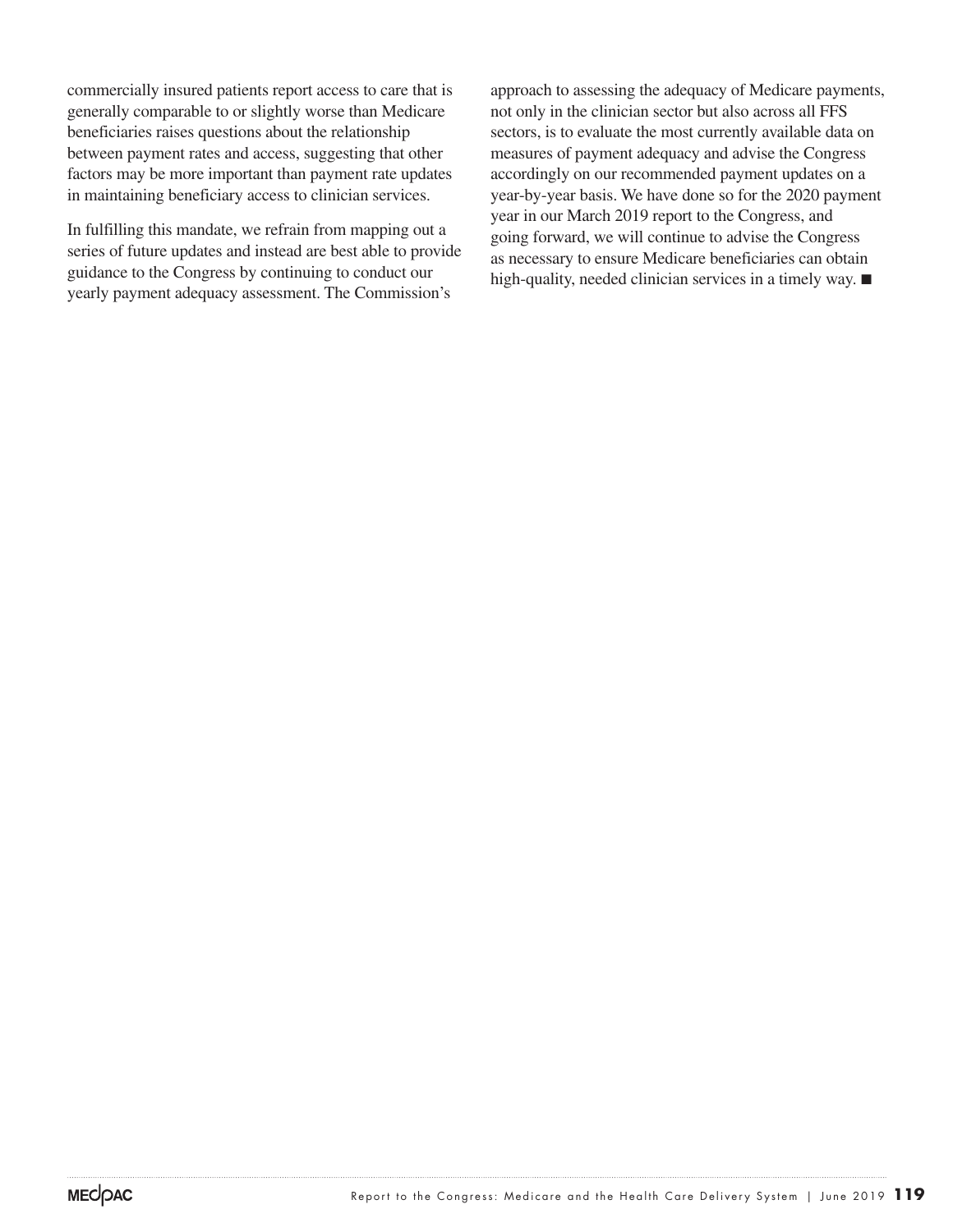commercially insured patients report access to care that is generally comparable to or slightly worse than Medicare beneficiaries raises questions about the relationship between payment rates and access, suggesting that other factors may be more important than payment rate updates in maintaining beneficiary access to clinician services.

In fulfilling this mandate, we refrain from mapping out a series of future updates and instead are best able to provide guidance to the Congress by continuing to conduct our yearly payment adequacy assessment. The Commission's approach to assessing the adequacy of Medicare payments, not only in the clinician sector but also across all FFS sectors, is to evaluate the most currently available data on measures of payment adequacy and advise the Congress accordingly on our recommended payment updates on a year-by-year basis. We have done so for the 2020 payment year in our March 2019 report to the Congress, and going forward, we will continue to advise the Congress as necessary to ensure Medicare beneficiaries can obtain high-quality, needed clinician services in a timely way. ■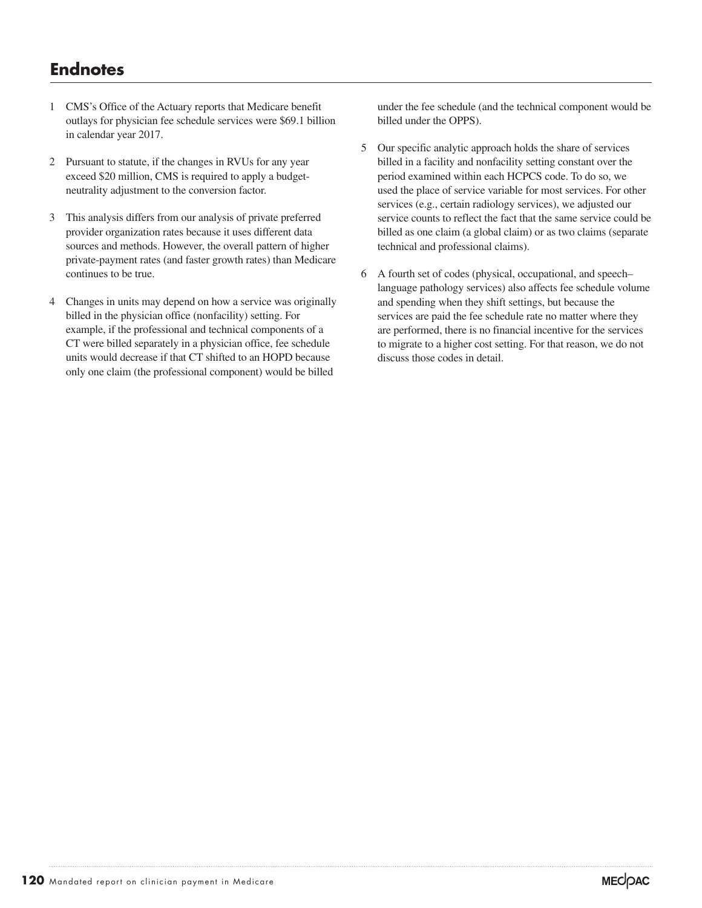## Endnotes

1 CMS's Office of the Actuary reports that Medicare benefit outlays for physician fee schedule services were $69.1 billion in calendar year 2017.

2 Pursuant to statute, if the changes in RVUs for any year exceed $20 million, CMS is required to apply a budget-neutrality adjustment to the conversion factor.

3 This analysis differs from our analysis of private preferred provider organization rates because it uses different data sources and methods. However, the overall pattern of higher private-payment rates (and faster growth rates) than Medicare continues to be true.

4 Changes in units may depend on how a service was originally billed in the physician office (nonfacility) setting. For example, if the professional and technical components of a CT were billed separately in a physician office, fee schedule units would decrease if that CT shifted to an HOPD because only one claim (the professional component) would be billed under the fee schedule (and the technical component would be billed under the OPPS).

5 Our specific analytic approach holds the share of services billed in a facility and nonfacility setting constant over the period examined within each HCPCS code. To do so, we used the place of service variable for most services. For other services (e.g., certain radiology services), we adjusted our service counts to reflect the fact that the same service could be billed as one claim (a global claim) or as two claims (separate technical and professional claims).

6 A fourth set of codes (physical, occupational, and speech–language pathology services) also affects fee schedule volume and spending when they shift settings, but because the services are paid the fee schedule rate no matter where they are performed, there is no financial incentive for the services to migrate to a higher cost setting. For that reason, we do not discuss those codes in detail.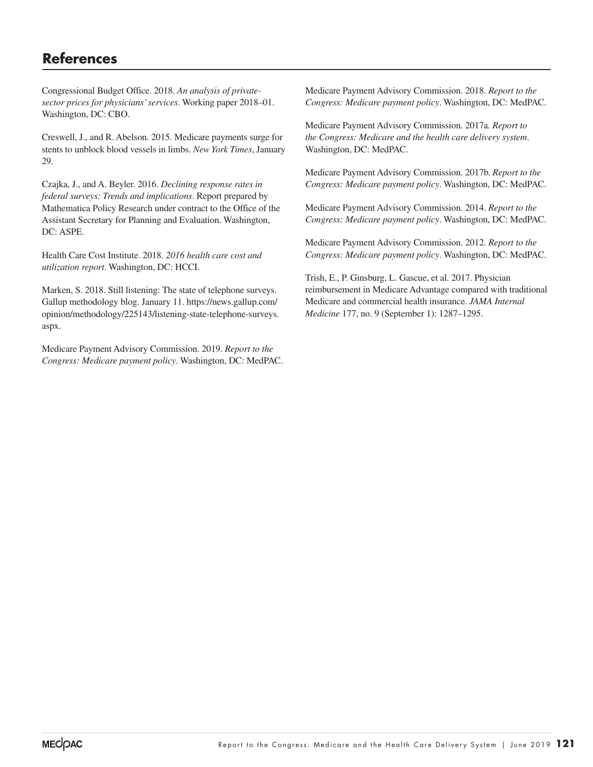# References

Congressional Budget Office. 2018. *An analysis of private-sector prices for physicians' services*. Working paper 2018–01. Washington, DC: CBO.

Creswell, J., and R. Abelson. 2015. Medicare payments surge for stents to unblock blood vessels in limbs. *New York Times*, January 29.

Czajka, J., and A. Beyler. 2016. *Declining response rates in federal surveys: Trends and implications*. Report prepared by Mathematica Policy Research under contract to the Office of the Assistant Secretary for Planning and Evaluation. Washington, DC: ASPE.

Health Care Cost Institute. 2018. *2016 health care cost and utilization report*. Washington, DC: HCCI.

Marken, S. 2018. Still listening: The state of telephone surveys. Gallup methodology blog. January 11. https://news.gallup.com/opinion/methodology/225143/listening-state-telephone-surveys.aspx.

Medicare Payment Advisory Commission. 2019. *Report to the Congress: Medicare payment policy*. Washington, DC: MedPAC.

Medicare Payment Advisory Commission. 2018. *Report to the Congress: Medicare payment policy*. Washington, DC: MedPAC.

Medicare Payment Advisory Commission. 2017a. *Report to the Congress: Medicare and the health care delivery system*. Washington, DC: MedPAC.

Medicare Payment Advisory Commission. 2017b. *Report to the Congress: Medicare payment policy*. Washington, DC: MedPAC.

Medicare Payment Advisory Commission. 2014. *Report to the Congress: Medicare payment policy*. Washington, DC: MedPAC.

Medicare Payment Advisory Commission. 2012. *Report to the Congress: Medicare payment policy*. Washington, DC: MedPAC.

Trish, E., P. Ginsburg, L. Gascue, et al. 2017. Physician reimbursement in Medicare Advantage compared with traditional Medicare and commercial health insurance. *JAMA Internal Medicine* 177, no. 9 (September 1): 1287–1295.